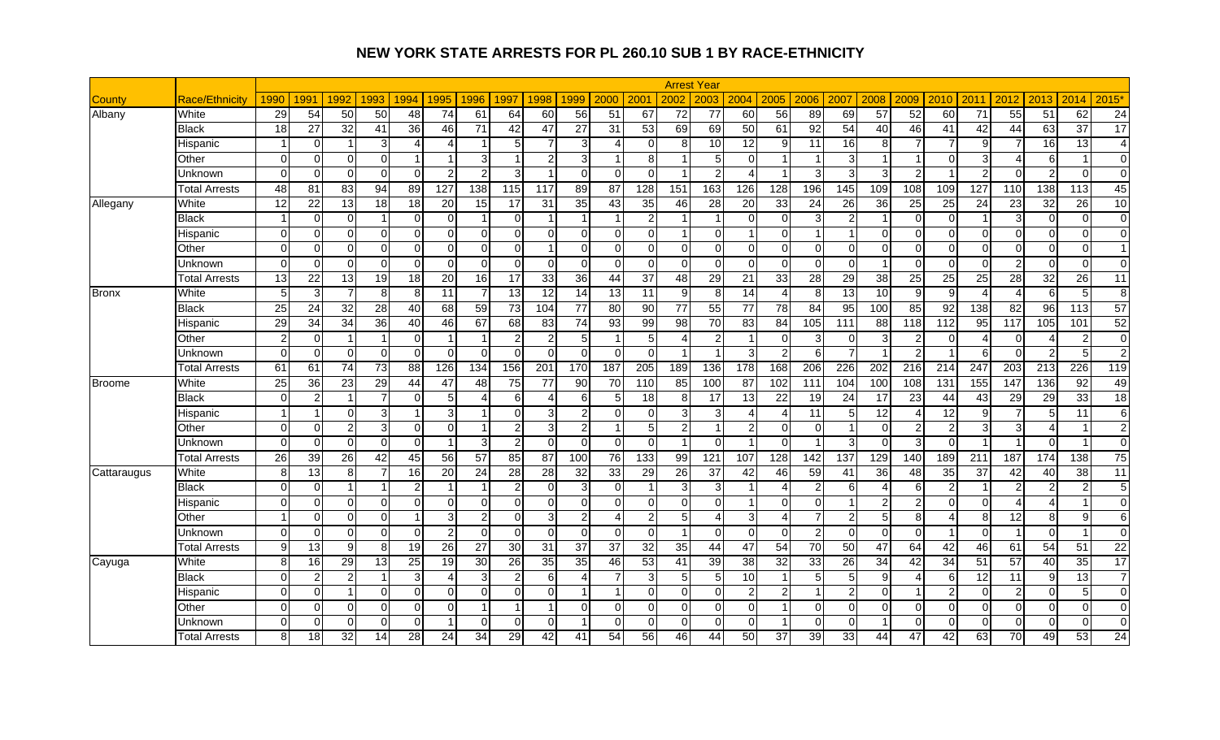# NEW YORK STATE ARRESTS FOR PL 260.10 SUB 1 BY RACE-ETHNICITY

| | | Arrest Year | | | | | | | | | | | | | | | | | | | | | | | | | |
|---|---|---|---|---|---|---|---|---|---|---|---|---|---|---|---|---|---|---|---|---|---|---|---|---|---|---|---|
| County | Race/Ethnicity | 1990 | 1991 | 1992 | 1993 | 1994 | 1995 | 1996 | 1997 | 1998 | 1999 | 2000 | 2001 | 2002 | 2003 | 2004 | 2005 | 2006 | 2007 | 2008 | 2009 | 2010 | 2011 | 2012 | 2013 | 2014 | 2015* |
| Albany | White | 29 | 54 | 50 | 50 | 48 | 74 | 61 | 64 | 60 | 56 | 51 | 67 | 72 | 77 | 60 | 56 | 89 | 69 | 57 | 52 | 60 | 71 | 55 | 51 | 62 | 24 |
| | Black | 18 | 27 | 32 | 41 | 36 | 46 | 71 | 42 | 47 | 27 | 31 | 53 | 69 | 69 | 50 | 61 | 92 | 54 | 40 | 46 | 41 | 42 | 44 | 63 | 37 | 17 |
| | Hispanic | 1 | 0 | 1 | 3 | 4 | 4 | 1 | 5 | 7 | 3 | 4 | 0 | 8 | 10 | 12 | 9 | 11 | 16 | 8 | 7 | 7 | 9 | 7 | 16 | 13 | 4 |
| | Other | 0 | 0 | 0 | 0 | 1 | 1 | 3 | 1 | 2 | 3 | 1 | 8 | 1 | 5 | 0 | 1 | 1 | 3 | 1 | 1 | 0 | 3 | 4 | 6 | 1 | 0 |
| | Unknown | 0 | 0 | 0 | 0 | 0 | 2 | 2 | 3 | 1 | 0 | 0 | 0 | 1 | 2 | 4 | 1 | 3 | 3 | 3 | 2 | 1 | 2 | 0 | 2 | 0 | 0 |
| | Total Arrests | 48 | 81 | 83 | 94 | 89 | 127 | 138 | 115 | 117 | 89 | 87 | 128 | 151 | 163 | 126 | 128 | 196 | 145 | 109 | 108 | 109 | 127 | 110 | 138 | 113 | 45 |
| Allegany | White | 12 | 22 | 13 | 18 | 18 | 20 | 15 | 17 | 31 | 35 | 43 | 35 | 46 | 28 | 20 | 33 | 24 | 26 | 36 | 25 | 25 | 24 | 23 | 32 | 26 | 10 |
| | Black | 1 | 0 | 0 | 1 | 0 | 0 | 1 | 0 | 1 | 1 | 1 | 2 | 1 | 1 | 0 | 0 | 3 | 2 | 1 | 0 | 0 | 1 | 3 | 0 | 0 | 0 |
| | Hispanic | 0 | 0 | 0 | 0 | 0 | 0 | 0 | 0 | 0 | 0 | 0 | 0 | 1 | 0 | 1 | 0 | 1 | 1 | 0 | 0 | 0 | 0 | 0 | 0 | 0 | 0 |
| | Other | 0 | 0 | 0 | 0 | 0 | 0 | 0 | 0 | 1 | 0 | 0 | 0 | 0 | 0 | 0 | 0 | 0 | 0 | 0 | 0 | 0 | 0 | 0 | 0 | 0 | 1 |
| | Unknown | 0 | 0 | 0 | 0 | 0 | 0 | 0 | 0 | 0 | 0 | 0 | 0 | 0 | 0 | 0 | 0 | 0 | 0 | 1 | 0 | 0 | 0 | 2 | 0 | 0 | 0 |
| | Total Arrests | 13 | 22 | 13 | 19 | 18 | 20 | 16 | 17 | 33 | 36 | 44 | 37 | 48 | 29 | 21 | 33 | 28 | 29 | 38 | 25 | 25 | 25 | 28 | 32 | 26 | 11 |
| Bronx | White | 5 | 3 | 7 | 8 | 8 | 11 | 7 | 13 | 12 | 14 | 13 | 11 | 9 | 8 | 14 | 4 | 8 | 13 | 10 | 9 | 9 | 4 | 4 | 6 | 5 | 8 |
| | Black | 25 | 24 | 32 | 28 | 40 | 68 | 59 | 73 | 104 | 77 | 80 | 90 | 77 | 55 | 77 | 78 | 84 | 95 | 100 | 85 | 92 | 138 | 82 | 96 | 113 | 57 |
| | Hispanic | 29 | 34 | 34 | 36 | 40 | 46 | 67 | 68 | 83 | 74 | 93 | 99 | 98 | 70 | 83 | 84 | 105 | 111 | 88 | 118 | 112 | 95 | 117 | 105 | 101 | 52 |
| | Other | 2 | 0 | 1 | 1 | 0 | 1 | 1 | 2 | 2 | 5 | 1 | 5 | 4 | 2 | 1 | 0 | 3 | 0 | 3 | 2 | 0 | 4 | 0 | 4 | 2 | 0 |
| | Unknown | 0 | 0 | 0 | 0 | 0 | 0 | 0 | 0 | 0 | 0 | 0 | 0 | 1 | 1 | 3 | 2 | 6 | 7 | 1 | 2 | 1 | 6 | 0 | 2 | 5 | 2 |
| | Total Arrests | 61 | 61 | 74 | 73 | 88 | 126 | 134 | 156 | 201 | 170 | 187 | 205 | 189 | 136 | 178 | 168 | 206 | 226 | 202 | 216 | 214 | 247 | 203 | 213 | 226 | 119 |
| Broome | White | 25 | 36 | 23 | 29 | 44 | 47 | 48 | 75 | 77 | 90 | 70 | 110 | 85 | 100 | 87 | 102 | 111 | 104 | 100 | 108 | 131 | 155 | 147 | 136 | 92 | 49 |
| | Black | 0 | 2 | 1 | 7 | 0 | 5 | 4 | 6 | 4 | 6 | 5 | 18 | 8 | 17 | 13 | 22 | 19 | 24 | 17 | 23 | 44 | 43 | 29 | 29 | 33 | 18 |
| | Hispanic | 1 | 1 | 0 | 3 | 1 | 3 | 1 | 0 | 3 | 2 | 0 | 0 | 3 | 3 | 4 | 4 | 11 | 5 | 12 | 4 | 12 | 9 | 7 | 5 | 11 | 6 |
| | Other | 0 | 0 | 2 | 3 | 0 | 0 | 1 | 2 | 3 | 2 | 1 | 5 | 2 | 1 | 2 | 0 | 0 | 1 | 0 | 2 | 2 | 3 | 3 | 4 | 1 | 2 |
| | Unknown | 0 | 0 | 0 | 0 | 0 | 1 | 3 | 2 | 0 | 0 | 0 | 0 | 1 | 0 | 1 | 0 | 1 | 3 | 0 | 3 | 0 | 1 | 1 | 0 | 1 | 0 |
| | Total Arrests | 26 | 39 | 26 | 42 | 45 | 56 | 57 | 85 | 87 | 100 | 76 | 133 | 99 | 121 | 107 | 128 | 142 | 137 | 129 | 140 | 189 | 211 | 187 | 174 | 138 | 75 |
| Cattaraugus | White | 8 | 13 | 8 | 7 | 16 | 20 | 24 | 28 | 28 | 32 | 33 | 29 | 26 | 37 | 42 | 46 | 59 | 41 | 36 | 48 | 35 | 37 | 42 | 40 | 38 | 11 |
| | Black | 0 | 0 | 1 | 1 | 2 | 1 | 1 | 2 | 0 | 3 | 0 | 1 | 3 | 3 | 1 | 4 | 2 | 6 | 4 | 6 | 2 | 1 | 2 | 2 | 2 | 5 |
| | Hispanic | 0 | 0 | 0 | 0 | 0 | 0 | 0 | 0 | 0 | 0 | 0 | 0 | 0 | 0 | 1 | 0 | 0 | 1 | 2 | 2 | 0 | 0 | 4 | 4 | 1 | 0 |
| | Other | 1 | 0 | 0 | 0 | 1 | 3 | 2 | 0 | 3 | 2 | 4 | 2 | 5 | 4 | 3 | 4 | 7 | 2 | 5 | 8 | 4 | 8 | 12 | 8 | 9 | 6 |
| | Unknown | 0 | 0 | 0 | 0 | 0 | 2 | 0 | 0 | 0 | 0 | 0 | 0 | 1 | 0 | 0 | 0 | 2 | 0 | 0 | 0 | 1 | 0 | 1 | 0 | 1 | 0 |
| | Total Arrests | 9 | 13 | 9 | 8 | 19 | 26 | 27 | 30 | 31 | 37 | 37 | 32 | 35 | 44 | 47 | 54 | 70 | 50 | 47 | 64 | 42 | 46 | 61 | 54 | 51 | 22 |
| Cayuga | White | 8 | 16 | 29 | 13 | 25 | 19 | 30 | 26 | 35 | 35 | 46 | 53 | 41 | 39 | 38 | 32 | 33 | 26 | 34 | 42 | 34 | 51 | 57 | 40 | 35 | 17 |
| | Black | 0 | 2 | 2 | 1 | 3 | 4 | 3 | 2 | 6 | 4 | 7 | 3 | 5 | 5 | 10 | 1 | 5 | 5 | 9 | 4 | 6 | 12 | 11 | 9 | 13 | 7 |
| | Hispanic | 0 | 0 | 1 | 0 | 0 | 0 | 0 | 0 | 0 | 1 | 1 | 0 | 0 | 0 | 2 | 2 | 1 | 2 | 0 | 1 | 2 | 0 | 2 | 0 | 5 | 0 |
| | Other | 0 | 0 | 0 | 0 | 0 | 0 | 1 | 1 | 1 | 0 | 0 | 0 | 0 | 0 | 0 | 1 | 0 | 0 | 0 | 0 | 0 | 0 | 0 | 0 | 0 | 0 |
| | Unknown | 0 | 0 | 0 | 0 | 0 | 1 | 0 | 0 | 0 | 1 | 0 | 0 | 0 | 0 | 0 | 1 | 0 | 0 | 1 | 0 | 0 | 0 | 0 | 0 | 0 | 0 |
| | Total Arrests | 8 | 18 | 32 | 14 | 28 | 24 | 34 | 29 | 42 | 41 | 54 | 56 | 46 | 44 | 50 | 37 | 39 | 33 | 44 | 47 | 42 | 63 | 70 | 49 | 53 | 24 |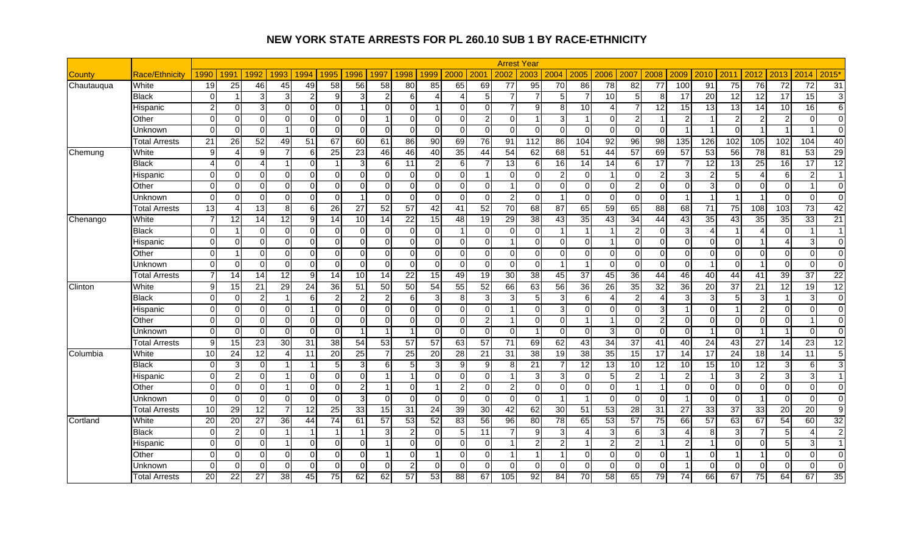## NEW YORK STATE ARRESTS FOR PL 260.10 SUB 1 BY RACE-ETHNICITY

| County | Race/Ethnicity | Arrest Year | | | | | | | | | | | | | | | | | | | | | | | | | |
|---|---|---|---|---|---|---|---|---|---|---|---|---|---|---|---|---|---|---|---|---|---|---|---|---|---|---|---|
| | | 1990 | 1991 | 1992 | 1993 | 1994 | 1995 | 1996 | 1997 | 1998 | 1999 | 2000 | 2001 | 2002 | 2003 | 2004 | 2005 | 2006 | 2007 | 2008 | 2009 | 2010 | 2011 | 2012 | 2013 | 2014 | 2015* |
| Chautauqua | White | 19 | 25 | 46 | 45 | 49 | 58 | 56 | 58 | 80 | 85 | 65 | 69 | 77 | 95 | 70 | 86 | 78 | 82 | 77 | 100 | 91 | 75 | 76 | 72 | 72 | 31 |
| | Black | 0 | 1 | 3 | 3 | 2 | 9 | 3 | 2 | 6 | 4 | 4 | 5 | 7 | 7 | 5 | 7 | 10 | 5 | 8 | 17 | 20 | 12 | 12 | 17 | 15 | 3 |
| | Hispanic | 2 | 0 | 3 | 0 | 0 | 0 | 1 | 0 | 0 | 1 | 0 | 0 | 7 | 9 | 8 | 10 | 4 | 7 | 12 | 15 | 13 | 13 | 14 | 10 | 16 | 6 |
| | Other | 0 | 0 | 0 | 0 | 0 | 0 | 0 | 1 | 0 | 0 | 0 | 2 | 0 | 1 | 3 | 1 | 0 | 2 | 1 | 2 | 1 | 2 | 2 | 2 | 0 | 0 |
| | Unknown | 0 | 0 | 0 | 1 | 0 | 0 | 0 | 0 | 0 | 0 | 0 | 0 | 0 | 0 | 0 | 0 | 0 | 0 | 0 | 1 | 1 | 0 | 1 | 1 | 1 | 0 |
| | Total Arrests | 21 | 26 | 52 | 49 | 51 | 67 | 60 | 61 | 86 | 90 | 69 | 76 | 91 | 112 | 86 | 104 | 92 | 96 | 98 | 135 | 126 | 102 | 105 | 102 | 104 | 40 |
| Chemung | White | 9 | 4 | 9 | 7 | 6 | 25 | 23 | 46 | 46 | 40 | 35 | 44 | 54 | 62 | 68 | 51 | 44 | 57 | 69 | 57 | 53 | 56 | 78 | 81 | 53 | 29 |
| | Black | 4 | 0 | 4 | 1 | 0 | 1 | 3 | 6 | 11 | 2 | 6 | 7 | 13 | 6 | 16 | 14 | 14 | 6 | 17 | 7 | 12 | 13 | 25 | 16 | 17 | 12 |
| | Hispanic | 0 | 0 | 0 | 0 | 0 | 0 | 0 | 0 | 0 | 0 | 0 | 1 | 0 | 0 | 2 | 0 | 1 | 0 | 2 | 3 | 2 | 5 | 4 | 6 | 2 | 1 |
| | Other | 0 | 0 | 0 | 0 | 0 | 0 | 0 | 0 | 0 | 0 | 0 | 0 | 1 | 0 | 0 | 0 | 0 | 2 | 0 | 0 | 3 | 0 | 0 | 0 | 1 | 0 |
| | Unknown | 0 | 0 | 0 | 0 | 0 | 0 | 1 | 0 | 0 | 0 | 0 | 0 | 2 | 0 | 1 | 0 | 0 | 0 | 0 | 1 | 1 | 1 | 1 | 0 | 0 | 0 |
| | Total Arrests | 13 | 4 | 13 | 8 | 6 | 26 | 27 | 52 | 57 | 42 | 41 | 52 | 70 | 68 | 87 | 65 | 59 | 65 | 88 | 68 | 71 | 75 | 108 | 103 | 73 | 42 |
| Chenango | White | 7 | 12 | 14 | 12 | 9 | 14 | 10 | 14 | 22 | 15 | 48 | 19 | 29 | 38 | 43 | 35 | 43 | 34 | 44 | 43 | 35 | 43 | 35 | 35 | 33 | 21 |
| | Black | 0 | 1 | 0 | 0 | 0 | 0 | 0 | 0 | 0 | 0 | 1 | 0 | 0 | 0 | 1 | 1 | 1 | 2 | 0 | 3 | 4 | 1 | 4 | 0 | 1 | 1 |
| | Hispanic | 0 | 0 | 0 | 0 | 0 | 0 | 0 | 0 | 0 | 0 | 0 | 0 | 1 | 0 | 0 | 0 | 1 | 0 | 0 | 0 | 0 | 0 | 1 | 4 | 3 | 0 |
| | Other | 0 | 1 | 0 | 0 | 0 | 0 | 0 | 0 | 0 | 0 | 0 | 0 | 0 | 0 | 0 | 0 | 0 | 0 | 0 | 0 | 0 | 0 | 0 | 0 | 0 | 0 |
| | Unknown | 0 | 0 | 0 | 0 | 0 | 0 | 0 | 0 | 0 | 0 | 0 | 0 | 0 | 0 | 1 | 1 | 0 | 0 | 0 | 0 | 1 | 0 | 1 | 0 | 0 | 0 |
| | Total Arrests | 7 | 14 | 14 | 12 | 9 | 14 | 10 | 14 | 22 | 15 | 49 | 19 | 30 | 38 | 45 | 37 | 45 | 36 | 44 | 46 | 40 | 44 | 41 | 39 | 37 | 22 |
| Clinton | White | 9 | 15 | 21 | 29 | 24 | 36 | 51 | 50 | 50 | 54 | 55 | 52 | 66 | 63 | 56 | 36 | 26 | 35 | 32 | 36 | 20 | 37 | 21 | 12 | 19 | 12 |
| | Black | 0 | 0 | 2 | 1 | 6 | 2 | 2 | 2 | 6 | 3 | 8 | 3 | 3 | 5 | 3 | 6 | 4 | 2 | 4 | 3 | 3 | 5 | 3 | 1 | 3 | 0 |
| | Hispanic | 0 | 0 | 0 | 0 | 1 | 0 | 0 | 0 | 0 | 0 | 0 | 0 | 1 | 0 | 3 | 0 | 0 | 0 | 3 | 1 | 0 | 1 | 2 | 0 | 0 | 0 |
| | Other | 0 | 0 | 0 | 0 | 0 | 0 | 0 | 0 | 0 | 0 | 0 | 2 | 1 | 0 | 0 | 1 | 1 | 0 | 2 | 0 | 0 | 0 | 0 | 0 | 1 | 0 |
| | Unknown | 0 | 0 | 0 | 0 | 0 | 0 | 1 | 1 | 1 | 0 | 0 | 0 | 0 | 1 | 0 | 0 | 3 | 0 | 0 | 0 | 1 | 0 | 1 | 1 | 0 | 0 |
| | Total Arrests | 9 | 15 | 23 | 30 | 31 | 38 | 54 | 53 | 57 | 57 | 63 | 57 | 71 | 69 | 62 | 43 | 34 | 37 | 41 | 40 | 24 | 43 | 27 | 14 | 23 | 12 |
| Columbia | White | 10 | 24 | 12 | 4 | 11 | 20 | 25 | 7 | 25 | 20 | 28 | 21 | 31 | 38 | 19 | 38 | 35 | 15 | 17 | 14 | 17 | 24 | 18 | 14 | 11 | 5 |
| | Black | 0 | 3 | 0 | 1 | 1 | 5 | 3 | 6 | 5 | 3 | 9 | 9 | 8 | 21 | 7 | 12 | 13 | 10 | 12 | 10 | 15 | 10 | 12 | 3 | 6 | 3 |
| | Hispanic | 0 | 2 | 0 | 1 | 0 | 0 | 0 | 1 | 1 | 0 | 0 | 0 | 1 | 3 | 3 | 0 | 5 | 2 | 1 | 2 | 1 | 3 | 2 | 3 | 3 | 1 |
| | Other | 0 | 0 | 0 | 1 | 0 | 0 | 2 | 1 | 0 | 1 | 2 | 0 | 2 | 0 | 0 | 0 | 0 | 1 | 1 | 0 | 0 | 0 | 0 | 0 | 0 | 0 |
| | Unknown | 0 | 0 | 0 | 0 | 0 | 0 | 3 | 0 | 0 | 0 | 0 | 0 | 0 | 0 | 1 | 1 | 0 | 0 | 0 | 1 | 0 | 0 | 1 | 0 | 0 | 0 |
| | Total Arrests | 10 | 29 | 12 | 7 | 12 | 25 | 33 | 15 | 31 | 24 | 39 | 30 | 42 | 62 | 30 | 51 | 53 | 28 | 31 | 27 | 33 | 37 | 33 | 20 | 20 | 9 |
| Cortland | White | 20 | 20 | 27 | 36 | 44 | 74 | 61 | 57 | 53 | 52 | 83 | 56 | 96 | 80 | 78 | 65 | 53 | 57 | 75 | 66 | 57 | 63 | 67 | 54 | 60 | 32 |
| | Black | 0 | 2 | 0 | 1 | 1 | 1 | 1 | 3 | 2 | 0 | 5 | 11 | 7 | 9 | 3 | 4 | 3 | 6 | 3 | 4 | 8 | 3 | 7 | 5 | 4 | 2 |
| | Hispanic | 0 | 0 | 0 | 1 | 0 | 0 | 0 | 1 | 0 | 0 | 0 | 0 | 1 | 2 | 2 | 1 | 2 | 2 | 1 | 2 | 1 | 0 | 0 | 5 | 3 | 1 |
| | Other | 0 | 0 | 0 | 0 | 0 | 0 | 0 | 1 | 0 | 1 | 0 | 0 | 1 | 1 | 1 | 0 | 0 | 0 | 0 | 1 | 0 | 1 | 1 | 0 | 0 | 0 |
| | Unknown | 0 | 0 | 0 | 0 | 0 | 0 | 0 | 0 | 2 | 0 | 0 | 0 | 0 | 0 | 0 | 0 | 0 | 0 | 0 | 1 | 0 | 0 | 0 | 0 | 0 | 0 |
| | Total Arrests | 20 | 22 | 27 | 38 | 45 | 75 | 62 | 62 | 57 | 53 | 88 | 67 | 105 | 92 | 84 | 70 | 58 | 65 | 79 | 74 | 66 | 67 | 75 | 64 | 67 | 35 |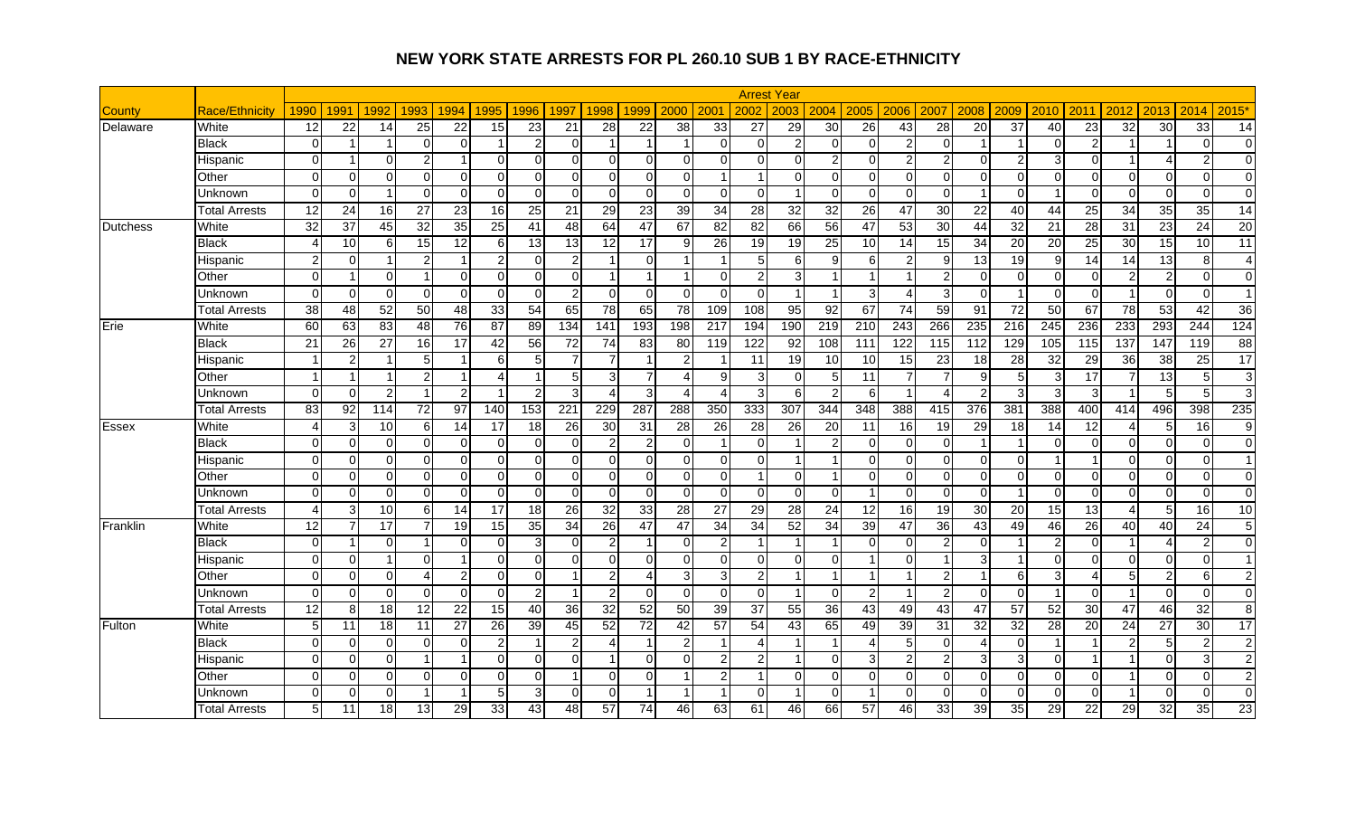# NEW YORK STATE ARRESTS FOR PL 260.10 SUB 1 BY RACE-ETHNICITY

| | | Arrest Year | | | | | | | | | | | | | | | | | | | | | | | | | |
|---|---|---|---|---|---|---|---|---|---|---|---|---|---|---|---|---|---|---|---|---|---|---|---|---|---|---|---|
| County | Race/Ethnicity | 1990 | 1991 | 1992 | 1993 | 1994 | 1995 | 1996 | 1997 | 1998 | 1999 | 2000 | 2001 | 2002 | 2003 | 2004 | 2005 | 2006 | 2007 | 2008 | 2009 | 2010 | 2011 | 2012 | 2013 | 2014 | 2015* |
| Delaware | White | 12 | 22 | 14 | 25 | 22 | 15 | 23 | 21 | 28 | 22 | 38 | 33 | 27 | 29 | 30 | 26 | 43 | 28 | 20 | 37 | 40 | 23 | 32 | 30 | 33 | 14 |
| | Black | 0 | 1 | 1 | 0 | 0 | 1 | 2 | 0 | 1 | 1 | 1 | 0 | 0 | 2 | 0 | 0 | 2 | 0 | 1 | 1 | 0 | 2 | 1 | 1 | 0 | 0 |
| | Hispanic | 0 | 1 | 0 | 2 | 1 | 0 | 0 | 0 | 0 | 0 | 0 | 0 | 0 | 0 | 2 | 0 | 2 | 2 | 0 | 2 | 3 | 0 | 1 | 4 | 2 | 0 |
| | Other | 0 | 0 | 0 | 0 | 0 | 0 | 0 | 0 | 0 | 0 | 0 | 1 | 1 | 0 | 0 | 0 | 0 | 0 | 0 | 0 | 0 | 0 | 0 | 0 | 0 | 0 |
| | Unknown | 0 | 0 | 1 | 0 | 0 | 0 | 0 | 0 | 0 | 0 | 0 | 0 | 0 | 1 | 0 | 0 | 0 | 0 | 1 | 0 | 1 | 0 | 0 | 0 | 0 | 0 |
| | Total Arrests | 12 | 24 | 16 | 27 | 23 | 16 | 25 | 21 | 29 | 23 | 39 | 34 | 28 | 32 | 32 | 26 | 47 | 30 | 22 | 40 | 44 | 25 | 34 | 35 | 35 | 14 |
| Dutchess | White | 32 | 37 | 45 | 32 | 35 | 25 | 41 | 48 | 64 | 47 | 67 | 82 | 82 | 66 | 56 | 47 | 53 | 30 | 44 | 32 | 21 | 28 | 31 | 23 | 24 | 20 |
| | Black | 4 | 10 | 6 | 15 | 12 | 6 | 13 | 13 | 12 | 17 | 9 | 26 | 19 | 19 | 25 | 10 | 14 | 15 | 34 | 20 | 20 | 25 | 30 | 15 | 10 | 11 |
| | Hispanic | 2 | 0 | 1 | 2 | 1 | 2 | 0 | 2 | 1 | 0 | 1 | 1 | 5 | 6 | 9 | 6 | 2 | 9 | 13 | 19 | 9 | 14 | 14 | 13 | 8 | 4 |
| | Other | 0 | 1 | 0 | 1 | 0 | 0 | 0 | 0 | 1 | 1 | 1 | 0 | 2 | 3 | 1 | 1 | 1 | 2 | 0 | 0 | 0 | 0 | 2 | 2 | 0 | 0 |
| | Unknown | 0 | 0 | 0 | 0 | 0 | 0 | 0 | 2 | 0 | 0 | 0 | 0 | 0 | 1 | 1 | 3 | 4 | 3 | 0 | 1 | 0 | 0 | 1 | 0 | 0 | 1 |
| | Total Arrests | 38 | 48 | 52 | 50 | 48 | 33 | 54 | 65 | 78 | 65 | 78 | 109 | 108 | 95 | 92 | 67 | 74 | 59 | 91 | 72 | 50 | 67 | 78 | 53 | 42 | 36 |
| Erie | White | 60 | 63 | 83 | 48 | 76 | 87 | 89 | 134 | 141 | 193 | 198 | 217 | 194 | 190 | 219 | 210 | 243 | 266 | 235 | 216 | 245 | 236 | 233 | 293 | 244 | 124 |
| | Black | 21 | 26 | 27 | 16 | 17 | 42 | 56 | 72 | 74 | 83 | 80 | 119 | 122 | 92 | 108 | 111 | 122 | 115 | 112 | 129 | 105 | 115 | 137 | 147 | 119 | 88 |
| | Hispanic | 1 | 2 | 1 | 5 | 1 | 6 | 5 | 7 | 7 | 1 | 2 | 1 | 11 | 19 | 10 | 10 | 15 | 23 | 18 | 28 | 32 | 29 | 36 | 38 | 25 | 17 |
| | Other | 1 | 1 | 1 | 2 | 1 | 4 | 1 | 5 | 3 | 7 | 4 | 9 | 3 | 0 | 5 | 11 | 7 | 7 | 9 | 5 | 3 | 17 | 7 | 13 | 5 | 3 |
| | Unknown | 0 | 0 | 2 | 1 | 2 | 1 | 2 | 3 | 4 | 3 | 4 | 4 | 3 | 6 | 2 | 6 | 1 | 4 | 2 | 3 | 3 | 3 | 1 | 5 | 5 | 3 |
| | Total Arrests | 83 | 92 | 114 | 72 | 97 | 140 | 153 | 221 | 229 | 287 | 288 | 350 | 333 | 307 | 344 | 348 | 388 | 415 | 376 | 381 | 388 | 400 | 414 | 496 | 398 | 235 |
| Essex | White | 4 | 3 | 10 | 6 | 14 | 17 | 18 | 26 | 30 | 31 | 28 | 26 | 28 | 26 | 20 | 11 | 16 | 19 | 29 | 18 | 14 | 12 | 4 | 5 | 16 | 9 |
| | Black | 0 | 0 | 0 | 0 | 0 | 0 | 0 | 0 | 2 | 2 | 0 | 1 | 0 | 1 | 2 | 0 | 0 | 0 | 1 | 1 | 0 | 0 | 0 | 0 | 0 | 0 |
| | Hispanic | 0 | 0 | 0 | 0 | 0 | 0 | 0 | 0 | 0 | 0 | 0 | 0 | 0 | 1 | 1 | 0 | 0 | 0 | 0 | 0 | 1 | 1 | 0 | 0 | 0 | 1 |
| | Other | 0 | 0 | 0 | 0 | 0 | 0 | 0 | 0 | 0 | 0 | 0 | 0 | 1 | 0 | 1 | 0 | 0 | 0 | 0 | 0 | 0 | 0 | 0 | 0 | 0 | 0 |
| | Unknown | 0 | 0 | 0 | 0 | 0 | 0 | 0 | 0 | 0 | 0 | 0 | 0 | 0 | 0 | 0 | 1 | 0 | 0 | 0 | 1 | 0 | 0 | 0 | 0 | 0 | 0 |
| | Total Arrests | 4 | 3 | 10 | 6 | 14 | 17 | 18 | 26 | 32 | 33 | 28 | 27 | 29 | 28 | 24 | 12 | 16 | 19 | 30 | 20 | 15 | 13 | 4 | 5 | 16 | 10 |
| Franklin | White | 12 | 7 | 17 | 7 | 19 | 15 | 35 | 34 | 26 | 47 | 47 | 34 | 34 | 52 | 34 | 39 | 47 | 36 | 43 | 49 | 46 | 26 | 40 | 40 | 24 | 5 |
| | Black | 0 | 1 | 0 | 1 | 0 | 0 | 3 | 0 | 2 | 1 | 0 | 2 | 1 | 1 | 1 | 0 | 0 | 2 | 0 | 1 | 2 | 0 | 1 | 4 | 2 | 0 |
| | Hispanic | 0 | 0 | 1 | 0 | 1 | 0 | 0 | 0 | 0 | 0 | 0 | 0 | 0 | 0 | 0 | 1 | 0 | 1 | 3 | 1 | 0 | 0 | 0 | 0 | 0 | 1 |
| | Other | 0 | 0 | 0 | 4 | 2 | 0 | 0 | 1 | 2 | 4 | 3 | 3 | 2 | 1 | 1 | 1 | 1 | 2 | 1 | 6 | 3 | 4 | 5 | 2 | 6 | 2 |
| | Unknown | 0 | 0 | 0 | 0 | 0 | 0 | 2 | 1 | 2 | 0 | 0 | 0 | 0 | 1 | 0 | 2 | 1 | 2 | 0 | 0 | 1 | 0 | 1 | 0 | 0 | 0 |
| | Total Arrests | 12 | 8 | 18 | 12 | 22 | 15 | 40 | 36 | 32 | 52 | 50 | 39 | 37 | 55 | 36 | 43 | 49 | 43 | 47 | 57 | 52 | 30 | 47 | 46 | 32 | 8 |
| Fulton | White | 5 | 11 | 18 | 11 | 27 | 26 | 39 | 45 | 52 | 72 | 42 | 57 | 54 | 43 | 65 | 49 | 39 | 31 | 32 | 32 | 28 | 20 | 24 | 27 | 30 | 17 |
| | Black | 0 | 0 | 0 | 0 | 0 | 2 | 1 | 2 | 4 | 1 | 2 | 1 | 4 | 1 | 1 | 4 | 5 | 0 | 4 | 0 | 1 | 1 | 2 | 5 | 2 | 2 |
| | Hispanic | 0 | 0 | 0 | 1 | 1 | 0 | 0 | 0 | 1 | 0 | 0 | 2 | 2 | 1 | 0 | 3 | 2 | 2 | 3 | 3 | 0 | 1 | 1 | 0 | 3 | 2 |
| | Other | 0 | 0 | 0 | 0 | 0 | 0 | 0 | 1 | 0 | 0 | 1 | 2 | 1 | 0 | 0 | 0 | 0 | 0 | 0 | 0 | 0 | 0 | 1 | 0 | 0 | 2 |
| | Unknown | 0 | 0 | 0 | 1 | 1 | 5 | 3 | 0 | 0 | 1 | 1 | 1 | 0 | 1 | 0 | 1 | 0 | 0 | 0 | 0 | 0 | 0 | 1 | 0 | 0 | 0 |
| | Total Arrests | 5 | 11 | 18 | 13 | 29 | 33 | 43 | 48 | 57 | 74 | 46 | 63 | 61 | 46 | 66 | 57 | 46 | 33 | 39 | 35 | 29 | 22 | 29 | 32 | 35 | 23 |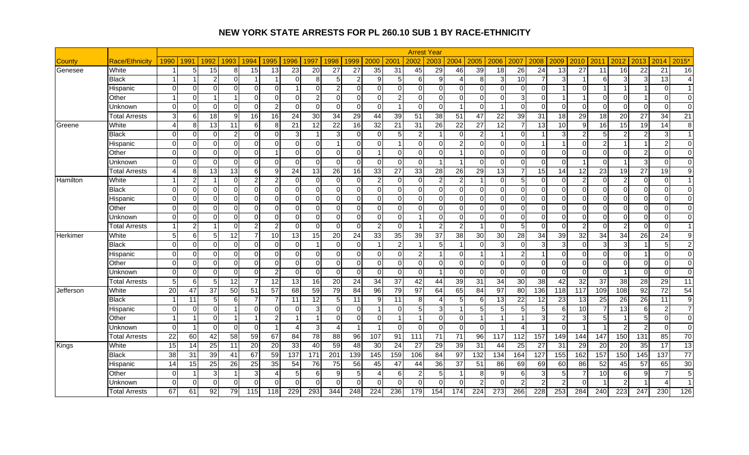# NEW YORK STATE ARRESTS FOR PL 260.10 SUB 1 BY RACE-ETHNICITY

| | | Arrest Year | | | | | | | | | | | | | | | | | | | | | | | | | |
|---|---|---|---|---|---|---|---|---|---|---|---|---|---|---|---|---|---|---|---|---|---|---|---|---|---|---|---|
| County | Race/Ethnicity | 1990 | 1991 | 1992 | 1993 | 1994 | 1995 | 1996 | 1997 | 1998 | 1999 | 2000 | 2001 | 2002 | 2003 | 2004 | 2005 | 2006 | 2007 | 2008 | 2009 | 2010 | 2011 | 2012 | 2013 | 2014 | 2015* |
| Genesee | White | 1 | 5 | 15 | 8 | 15 | 13 | 23 | 20 | 27 | 27 | 35 | 31 | 45 | 29 | 46 | 39 | 18 | 26 | 24 | 13 | 27 | 11 | 16 | 22 | 21 | 16 |
| | Black | 1 | 1 | 2 | 0 | 1 | 1 | 0 | 8 | 5 | 2 | 9 | 5 | 6 | 9 | 4 | 8 | 3 | 10 | 7 | 3 | 1 | 6 | 3 | 3 | 13 | 4 |
| | Hispanic | 0 | 0 | 0 | 0 | 0 | 0 | 1 | 0 | 2 | 0 | 0 | 0 | 0 | 0 | 0 | 0 | 0 | 0 | 0 | 1 | 0 | 1 | 1 | 1 | 0 | 1 |
| | Other | 1 | 0 | 1 | 1 | 0 | 0 | 0 | 2 | 0 | 0 | 0 | 2 | 0 | 0 | 0 | 0 | 0 | 3 | 0 | 1 | 1 | 0 | 0 | 1 | 0 | 0 |
| | Unknown | 0 | 0 | 0 | 0 | 0 | 2 | 0 | 0 | 0 | 0 | 0 | 1 | 0 | 0 | 1 | 0 | 1 | 0 | 0 | 0 | 0 | 0 | 0 | 0 | 0 | 0 |
| | Total Arrests | 3 | 6 | 18 | 9 | 16 | 16 | 24 | 30 | 34 | 29 | 44 | 39 | 51 | 38 | 51 | 47 | 22 | 39 | 31 | 18 | 29 | 18 | 20 | 27 | 34 | 21 |
| Greene | White | 4 | 8 | 13 | 11 | 6 | 8 | 21 | 12 | 22 | 16 | 32 | 21 | 31 | 26 | 22 | 27 | 12 | 7 | 13 | 10 | 9 | 16 | 15 | 19 | 14 | 8 |
| | Black | 0 | 0 | 0 | 2 | 0 | 0 | 3 | 1 | 3 | 0 | 0 | 5 | 2 | 1 | 0 | 2 | 1 | 0 | 1 | 3 | 2 | 5 | 2 | 2 | 3 | 1 |
| | Hispanic | 0 | 0 | 0 | 0 | 0 | 0 | 0 | 0 | 1 | 0 | 0 | 1 | 0 | 0 | 2 | 0 | 0 | 0 | 1 | 1 | 0 | 2 | 1 | 1 | 2 | 0 |
| | Other | 0 | 0 | 0 | 0 | 0 | 1 | 0 | 0 | 0 | 0 | 1 | 0 | 0 | 0 | 1 | 0 | 0 | 0 | 0 | 0 | 0 | 0 | 0 | 2 | 0 | 0 |
| | Unknown | 0 | 0 | 0 | 0 | 0 | 0 | 0 | 0 | 0 | 0 | 0 | 0 | 0 | 1 | 1 | 0 | 0 | 0 | 0 | 0 | 1 | 0 | 1 | 3 | 0 | 0 |
| | Total Arrests | 4 | 8 | 13 | 13 | 6 | 9 | 24 | 13 | 26 | 16 | 33 | 27 | 33 | 28 | 26 | 29 | 13 | 7 | 15 | 14 | 12 | 23 | 19 | 27 | 19 | 9 |
| Hamilton | White | 1 | 2 | 1 | 0 | 2 | 2 | 0 | 0 | 0 | 0 | 2 | 0 | 0 | 2 | 2 | 1 | 0 | 5 | 0 | 0 | 2 | 0 | 2 | 0 | 0 | 1 |
| | Black | 0 | 0 | 0 | 0 | 0 | 0 | 0 | 0 | 0 | 0 | 0 | 0 | 0 | 0 | 0 | 0 | 0 | 0 | 0 | 0 | 0 | 0 | 0 | 0 | 0 | 0 |
| | Hispanic | 0 | 0 | 0 | 0 | 0 | 0 | 0 | 0 | 0 | 0 | 0 | 0 | 0 | 0 | 0 | 0 | 0 | 0 | 0 | 0 | 0 | 0 | 0 | 0 | 0 | 0 |
| | Other | 0 | 0 | 0 | 0 | 0 | 0 | 0 | 0 | 0 | 0 | 0 | 0 | 0 | 0 | 0 | 0 | 0 | 0 | 0 | 0 | 0 | 0 | 0 | 0 | 0 | 0 |
| | Unknown | 0 | 0 | 0 | 0 | 0 | 0 | 0 | 0 | 0 | 0 | 0 | 0 | 1 | 0 | 0 | 0 | 0 | 0 | 0 | 0 | 0 | 0 | 0 | 0 | 0 | 0 |
| | Total Arrests | 1 | 2 | 1 | 0 | 2 | 2 | 0 | 0 | 0 | 0 | 2 | 0 | 1 | 2 | 2 | 1 | 0 | 5 | 0 | 0 | 2 | 0 | 2 | 0 | 0 | 1 |
| Herkimer | White | 5 | 6 | 5 | 12 | 7 | 10 | 13 | 15 | 20 | 24 | 33 | 35 | 39 | 37 | 38 | 30 | 30 | 28 | 34 | 39 | 32 | 34 | 34 | 26 | 24 | 9 |
| | Black | 0 | 0 | 0 | 0 | 0 | 0 | 0 | 1 | 0 | 0 | 1 | 2 | 1 | 5 | 1 | 0 | 3 | 0 | 3 | 3 | 0 | 3 | 3 | 1 | 5 | 2 |
| | Hispanic | 0 | 0 | 0 | 0 | 0 | 0 | 0 | 0 | 0 | 0 | 0 | 0 | 2 | 1 | 0 | 1 | 1 | 2 | 1 | 0 | 0 | 0 | 0 | 1 | 0 | 0 |
| | Other | 0 | 0 | 0 | 0 | 0 | 0 | 0 | 0 | 0 | 0 | 0 | 0 | 0 | 0 | 0 | 0 | 0 | 0 | 0 | 0 | 0 | 0 | 0 | 0 | 0 | 0 |
| | Unknown | 0 | 0 | 0 | 0 | 0 | 2 | 0 | 0 | 0 | 0 | 0 | 0 | 0 | 1 | 0 | 0 | 0 | 0 | 0 | 0 | 0 | 0 | 1 | 0 | 0 | 0 |
| | Total Arrests | 5 | 6 | 5 | 12 | 7 | 12 | 13 | 16 | 20 | 24 | 34 | 37 | 42 | 44 | 39 | 31 | 34 | 30 | 38 | 42 | 32 | 37 | 38 | 28 | 29 | 11 |
| Jefferson | White | 20 | 47 | 37 | 50 | 51 | 57 | 68 | 59 | 79 | 84 | 96 | 79 | 97 | 64 | 65 | 84 | 97 | 80 | 136 | 118 | 117 | 109 | 108 | 92 | 72 | 54 |
| | Black | 1 | 11 | 5 | 6 | 7 | 7 | 11 | 12 | 5 | 11 | 9 | 11 | 8 | 4 | 5 | 6 | 13 | 22 | 12 | 23 | 13 | 25 | 26 | 26 | 11 | 9 |
| | Hispanic | 0 | 0 | 0 | 1 | 0 | 0 | 0 | 3 | 0 | 0 | 1 | 0 | 5 | 3 | 1 | 5 | 5 | 5 | 5 | 6 | 10 | 7 | 13 | 6 | 2 | 7 |
| | Other | 1 | 1 | 0 | 1 | 1 | 2 | 1 | 1 | 0 | 0 | 0 | 1 | 1 | 0 | 0 | 1 | 1 | 1 | 3 | 2 | 3 | 5 | 1 | 5 | 0 | 0 |
| | Unknown | 0 | 1 | 0 | 0 | 0 | 1 | 4 | 3 | 4 | 1 | 1 | 0 | 0 | 0 | 0 | 0 | 1 | 4 | 1 | 0 | 1 | 1 | 2 | 2 | 0 | 0 |
| | Total Arrests | 22 | 60 | 42 | 58 | 59 | 67 | 84 | 78 | 88 | 96 | 107 | 91 | 111 | 71 | 71 | 96 | 117 | 112 | 157 | 149 | 144 | 147 | 150 | 131 | 85 | 70 |
| Kings | White | 15 | 14 | 25 | 11 | 20 | 20 | 33 | 40 | 59 | 48 | 30 | 24 | 27 | 29 | 39 | 31 | 44 | 25 | 27 | 31 | 29 | 20 | 20 | 35 | 17 | 13 |
| | Black | 38 | 31 | 39 | 41 | 67 | 59 | 137 | 171 | 201 | 139 | 145 | 159 | 106 | 84 | 97 | 132 | 134 | 164 | 127 | 155 | 162 | 157 | 150 | 145 | 137 | 77 |
| | Hispanic | 14 | 15 | 25 | 26 | 25 | 35 | 54 | 76 | 75 | 56 | 45 | 47 | 44 | 36 | 37 | 51 | 86 | 69 | 69 | 60 | 86 | 52 | 45 | 57 | 65 | 30 |
| | Other | 0 | 1 | 3 | 1 | 3 | 4 | 5 | 6 | 9 | 5 | 4 | 6 | 2 | 5 | 1 | 8 | 9 | 6 | 3 | 5 | 7 | 10 | 6 | 9 | 7 | 5 |
| | Unknown | 0 | 0 | 0 | 0 | 0 | 0 | 0 | 0 | 0 | 0 | 0 | 0 | 0 | 0 | 0 | 2 | 0 | 2 | 2 | 2 | 0 | 1 | 2 | 1 | 4 | 1 |
| | Total Arrests | 67 | 61 | 92 | 79 | 115 | 118 | 229 | 293 | 344 | 248 | 224 | 236 | 179 | 154 | 174 | 224 | 273 | 266 | 228 | 253 | 284 | 240 | 223 | 247 | 230 | 126 |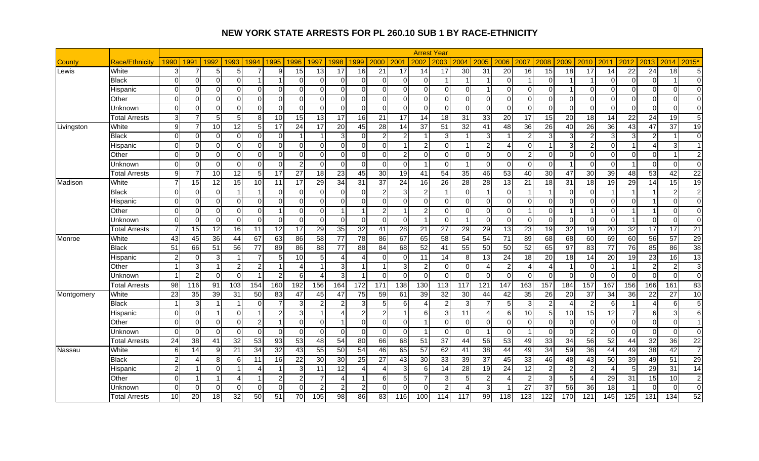# NEW YORK STATE ARRESTS FOR PL 260.10 SUB 1 BY RACE-ETHNICITY

| | | Arrest Year | | | | | | | | | | | | | | | | | | | | | | | | | |
|---|---|---|---|---|---|---|---|---|---|---|---|---|---|---|---|---|---|---|---|---|---|---|---|---|---|---|---|
| County | Race/Ethnicity | 1990 | 1991 | 1992 | 1993 | 1994 | 1995 | 1996 | 1997 | 1998 | 1999 | 2000 | 2001 | 2002 | 2003 | 2004 | 2005 | 2006 | 2007 | 2008 | 2009 | 2010 | 2011 | 2012 | 2013 | 2014 | 2015* |
| Lewis | White | 3 | 7 | 5 | 5 | 7 | 9 | 15 | 13 | 17 | 16 | 21 | 17 | 14 | 17 | 30 | 31 | 20 | 16 | 15 | 18 | 17 | 14 | 22 | 24 | 18 | 5 |
| | Black | 0 | 0 | 0 | 0 | 1 | 1 | 0 | 0 | 0 | 0 | 0 | 0 | 0 | 1 | 1 | 1 | 0 | 1 | 0 | 1 | 1 | 0 | 0 | 0 | 1 | 0 |
| | Hispanic | 0 | 0 | 0 | 0 | 0 | 0 | 0 | 0 | 0 | 0 | 0 | 0 | 0 | 0 | 0 | 1 | 0 | 0 | 0 | 1 | 0 | 0 | 0 | 0 | 0 | 0 |
| | Other | 0 | 0 | 0 | 0 | 0 | 0 | 0 | 0 | 0 | 0 | 0 | 0 | 0 | 0 | 0 | 0 | 0 | 0 | 0 | 0 | 0 | 0 | 0 | 0 | 0 | 0 |
| | Unknown | 0 | 0 | 0 | 0 | 0 | 0 | 0 | 0 | 0 | 0 | 0 | 0 | 0 | 0 | 0 | 0 | 0 | 0 | 0 | 0 | 0 | 0 | 0 | 0 | 0 | 0 |
| | Total Arrests | 3 | 7 | 5 | 5 | 8 | 10 | 15 | 13 | 17 | 16 | 21 | 17 | 14 | 18 | 31 | 33 | 20 | 17 | 15 | 20 | 18 | 14 | 22 | 24 | 19 | 5 |
| Livingston | White | 9 | 7 | 10 | 12 | 5 | 17 | 24 | 17 | 20 | 45 | 28 | 14 | 37 | 51 | 32 | 41 | 48 | 36 | 26 | 40 | 26 | 36 | 43 | 47 | 37 | 19 |
| | Black | 0 | 0 | 0 | 0 | 0 | 0 | 1 | 1 | 3 | 0 | 2 | 2 | 1 | 3 | 1 | 3 | 1 | 2 | 3 | 3 | 2 | 3 | 3 | 2 | 1 | 0 |
| | Hispanic | 0 | 0 | 0 | 0 | 0 | 0 | 0 | 0 | 0 | 0 | 0 | 1 | 2 | 0 | 1 | 2 | 4 | 0 | 1 | 3 | 2 | 0 | 1 | 4 | 3 | 1 |
| | Other | 0 | 0 | 0 | 0 | 0 | 0 | 0 | 0 | 0 | 0 | 0 | 2 | 0 | 0 | 0 | 0 | 0 | 2 | 0 | 0 | 0 | 0 | 0 | 0 | 1 | 2 |
| | Unknown | 0 | 0 | 0 | 0 | 0 | 0 | 2 | 0 | 0 | 0 | 0 | 0 | 1 | 0 | 1 | 0 | 0 | 0 | 0 | 1 | 0 | 0 | 1 | 0 | 0 | 0 |
| | Total Arrests | 9 | 7 | 10 | 12 | 5 | 17 | 27 | 18 | 23 | 45 | 30 | 19 | 41 | 54 | 35 | 46 | 53 | 40 | 30 | 47 | 30 | 39 | 48 | 53 | 42 | 22 |
| Madison | White | 7 | 15 | 12 | 15 | 10 | 11 | 17 | 29 | 34 | 31 | 37 | 24 | 16 | 26 | 28 | 28 | 13 | 21 | 18 | 31 | 18 | 19 | 29 | 14 | 15 | 19 |
| | Black | 0 | 0 | 0 | 1 | 1 | 0 | 0 | 0 | 0 | 0 | 2 | 3 | 2 | 1 | 0 | 1 | 0 | 1 | 1 | 0 | 0 | 1 | 1 | 1 | 2 | 2 |
| | Hispanic | 0 | 0 | 0 | 0 | 0 | 0 | 0 | 0 | 0 | 0 | 0 | 0 | 0 | 0 | 0 | 0 | 0 | 0 | 0 | 0 | 0 | 0 | 0 | 1 | 0 | 0 |
| | Other | 0 | 0 | 0 | 0 | 0 | 1 | 0 | 0 | 1 | 1 | 2 | 1 | 2 | 0 | 0 | 0 | 0 | 1 | 0 | 1 | 1 | 0 | 1 | 1 | 0 | 0 |
| | Unknown | 0 | 0 | 0 | 0 | 0 | 0 | 0 | 0 | 0 | 0 | 0 | 0 | 1 | 0 | 1 | 0 | 0 | 0 | 0 | 0 | 0 | 0 | 1 | 0 | 0 | 0 |
| | Total Arrests | 7 | 15 | 12 | 16 | 11 | 12 | 17 | 29 | 35 | 32 | 41 | 28 | 21 | 27 | 29 | 29 | 13 | 23 | 19 | 32 | 19 | 20 | 32 | 17 | 17 | 21 |
| Monroe | White | 43 | 45 | 36 | 44 | 67 | 63 | 86 | 58 | 77 | 78 | 86 | 67 | 65 | 58 | 54 | 54 | 71 | 89 | 68 | 68 | 60 | 69 | 60 | 56 | 57 | 29 |
| | Black | 51 | 66 | 51 | 56 | 77 | 89 | 86 | 88 | 77 | 88 | 84 | 68 | 52 | 41 | 55 | 50 | 50 | 52 | 65 | 97 | 83 | 77 | 76 | 85 | 86 | 38 |
| | Hispanic | 2 | 0 | 3 | 1 | 7 | 5 | 10 | 5 | 4 | 4 | 0 | 0 | 11 | 14 | 8 | 13 | 24 | 18 | 20 | 18 | 14 | 20 | 19 | 23 | 16 | 13 |
| | Other | 1 | 3 | 1 | 2 | 2 | 1 | 4 | 1 | 3 | 1 | 1 | 3 | 2 | 0 | 0 | 4 | 2 | 4 | 4 | 1 | 0 | 1 | 1 | 2 | 2 | 3 |
| | Unknown | 1 | 2 | 0 | 0 | 1 | 2 | 6 | 4 | 3 | 1 | 0 | 0 | 0 | 0 | 0 | 0 | 0 | 0 | 0 | 0 | 0 | 0 | 0 | 0 | 0 | 0 |
| | Total Arrests | 98 | 116 | 91 | 103 | 154 | 160 | 192 | 156 | 164 | 172 | 171 | 138 | 130 | 113 | 117 | 121 | 147 | 163 | 157 | 184 | 157 | 167 | 156 | 166 | 161 | 83 |
| Montgomery | White | 23 | 35 | 39 | 31 | 50 | 83 | 47 | 45 | 47 | 75 | 59 | 61 | 39 | 32 | 30 | 44 | 42 | 35 | 26 | 20 | 37 | 34 | 36 | 22 | 27 | 10 |
| | Black | 1 | 3 | 1 | 1 | 0 | 7 | 3 | 2 | 2 | 3 | 5 | 6 | 4 | 2 | 3 | 7 | 5 | 3 | 2 | 4 | 2 | 6 | 1 | 4 | 6 | 5 |
| | Hispanic | 0 | 0 | 1 | 0 | 1 | 2 | 3 | 1 | 4 | 2 | 2 | 1 | 6 | 3 | 11 | 4 | 6 | 10 | 5 | 10 | 15 | 12 | 7 | 6 | 3 | 6 |
| | Other | 0 | 0 | 0 | 0 | 2 | 1 | 0 | 0 | 1 | 0 | 0 | 0 | 1 | 0 | 0 | 0 | 0 | 0 | 0 | 0 | 0 | 0 | 0 | 0 | 0 | 1 |
| | Unknown | 0 | 0 | 0 | 0 | 0 | 0 | 0 | 0 | 0 | 0 | 0 | 0 | 1 | 0 | 0 | 1 | 0 | 1 | 0 | 0 | 2 | 0 | 0 | 0 | 0 | 0 |
| | Total Arrests | 24 | 38 | 41 | 32 | 53 | 93 | 53 | 48 | 54 | 80 | 66 | 68 | 51 | 37 | 44 | 56 | 53 | 49 | 33 | 34 | 56 | 52 | 44 | 32 | 36 | 22 |
| Nassau | White | 6 | 14 | 9 | 21 | 34 | 32 | 43 | 55 | 50 | 54 | 46 | 65 | 57 | 62 | 41 | 38 | 44 | 49 | 34 | 59 | 36 | 44 | 49 | 38 | 42 | 7 |
| | Black | 2 | 4 | 8 | 6 | 11 | 16 | 22 | 30 | 30 | 25 | 27 | 43 | 30 | 33 | 39 | 37 | 45 | 33 | 46 | 48 | 43 | 50 | 39 | 49 | 51 | 29 |
| | Hispanic | 2 | 1 | 0 | 1 | 4 | 1 | 3 | 11 | 12 | 4 | 4 | 3 | 6 | 14 | 28 | 19 | 24 | 12 | 2 | 2 | 2 | 4 | 5 | 29 | 31 | 14 |
| | Other | 0 | 1 | 1 | 4 | 1 | 2 | 2 | 7 | 4 | 1 | 6 | 5 | 7 | 3 | 5 | 2 | 4 | 2 | 3 | 5 | 4 | 29 | 31 | 15 | 10 | 2 |
| | Unknown | 0 | 0 | 0 | 0 | 0 | 0 | 0 | 2 | 2 | 2 | 0 | 0 | 0 | 2 | 4 | 3 | 1 | 27 | 37 | 56 | 36 | 18 | 1 | 0 | 0 | 0 |
| | Total Arrests | 10 | 20 | 18 | 32 | 50 | 51 | 70 | 105 | 98 | 86 | 83 | 116 | 100 | 114 | 117 | 99 | 118 | 123 | 122 | 170 | 121 | 145 | 125 | 131 | 134 | 52 |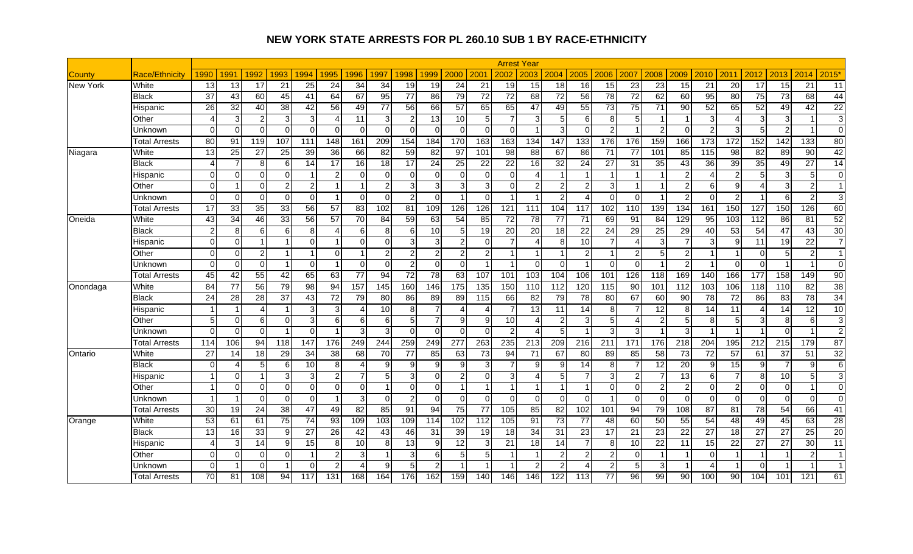## NEW YORK STATE ARRESTS FOR PL 260.10 SUB 1 BY RACE-ETHNICITY

| | | Arrest Year | | | | | | | | | | | | | | | | | | | | | | | | | |
|---|---|---|---|---|---|---|---|---|---|---|---|---|---|---|---|---|---|---|---|---|---|---|---|---|---|---|---|
| County | Race/Ethnicity | 1990 | 1991 | 1992 | 1993 | 1994 | 1995 | 1996 | 1997 | 1998 | 1999 | 2000 | 2001 | 2002 | 2003 | 2004 | 2005 | 2006 | 2007 | 2008 | 2009 | 2010 | 2011 | 2012 | 2013 | 2014 | 2015* |
| New York | White | 13 | 13 | 17 | 21 | 25 | 24 | 34 | 34 | 19 | 19 | 24 | 21 | 19 | 15 | 18 | 16 | 15 | 23 | 23 | 15 | 21 | 20 | 17 | 15 | 21 | 11 |
| | Black | 37 | 43 | 60 | 45 | 41 | 64 | 67 | 95 | 77 | 86 | 79 | 72 | 72 | 68 | 72 | 56 | 78 | 72 | 62 | 60 | 95 | 80 | 75 | 73 | 68 | 44 |
| | Hispanic | 26 | 32 | 40 | 38 | 42 | 56 | 49 | 77 | 56 | 66 | 57 | 65 | 65 | 47 | 49 | 55 | 73 | 75 | 71 | 90 | 52 | 65 | 52 | 49 | 42 | 22 |
| | Other | 4 | 3 | 2 | 3 | 3 | 4 | 11 | 3 | 2 | 13 | 10 | 5 | 7 | 3 | 5 | 6 | 8 | 5 | 1 | 1 | 3 | 4 | 3 | 3 | 1 | 3 |
| | Unknown | 0 | 0 | 0 | 0 | 0 | 0 | 0 | 0 | 0 | 0 | 0 | 0 | 0 | 1 | 3 | 0 | 2 | 1 | 2 | 0 | 2 | 3 | 5 | 2 | 1 | 0 |
| | Total Arrests | 80 | 91 | 119 | 107 | 111 | 148 | 161 | 209 | 154 | 184 | 170 | 163 | 163 | 134 | 147 | 133 | 176 | 176 | 159 | 166 | 173 | 172 | 152 | 142 | 133 | 80 |
| Niagara | White | 13 | 25 | 27 | 25 | 39 | 36 | 66 | 82 | 59 | 82 | 97 | 101 | 98 | 88 | 67 | 86 | 71 | 77 | 101 | 85 | 115 | 98 | 82 | 89 | 90 | 42 |
| | Black | 4 | 7 | 8 | 6 | 14 | 17 | 16 | 18 | 17 | 24 | 25 | 22 | 22 | 16 | 32 | 24 | 27 | 31 | 35 | 43 | 36 | 39 | 35 | 49 | 27 | 14 |
| | Hispanic | 0 | 0 | 0 | 0 | 1 | 2 | 0 | 0 | 0 | 0 | 0 | 0 | 0 | 4 | 1 | 1 | 1 | 1 | 1 | 2 | 4 | 2 | 5 | 3 | 5 | 0 |
| | Other | 0 | 1 | 0 | 2 | 2 | 1 | 1 | 2 | 3 | 3 | 3 | 3 | 0 | 2 | 2 | 2 | 3 | 1 | 1 | 2 | 6 | 9 | 4 | 3 | 2 | 1 |
| | Unknown | 0 | 0 | 0 | 0 | 0 | 1 | 0 | 0 | 2 | 0 | 1 | 0 | 1 | 1 | 2 | 4 | 0 | 0 | 1 | 2 | 0 | 2 | 1 | 6 | 2 | 3 |
| | Total Arrests | 17 | 33 | 35 | 33 | 56 | 57 | 83 | 102 | 81 | 109 | 126 | 126 | 121 | 111 | 104 | 117 | 102 | 110 | 139 | 134 | 161 | 150 | 127 | 150 | 126 | 60 |
| Oneida | White | 43 | 34 | 46 | 33 | 56 | 57 | 70 | 84 | 59 | 63 | 54 | 85 | 72 | 78 | 77 | 71 | 69 | 91 | 84 | 129 | 95 | 103 | 112 | 86 | 81 | 52 |
| | Black | 2 | 8 | 6 | 6 | 8 | 4 | 6 | 8 | 6 | 10 | 5 | 19 | 20 | 20 | 18 | 22 | 24 | 29 | 25 | 29 | 40 | 53 | 54 | 47 | 43 | 30 |
| | Hispanic | 0 | 0 | 1 | 1 | 0 | 1 | 0 | 0 | 3 | 3 | 2 | 0 | 7 | 4 | 8 | 10 | 7 | 4 | 3 | 7 | 3 | 9 | 11 | 19 | 22 | 7 |
| | Other | 0 | 0 | 2 | 1 | 1 | 0 | 1 | 2 | 2 | 2 | 2 | 2 | 1 | 1 | 1 | 2 | 1 | 2 | 5 | 2 | 1 | 1 | 0 | 5 | 2 | 1 |
| | Unknown | 0 | 0 | 0 | 1 | 0 | 1 | 0 | 0 | 2 | 0 | 0 | 1 | 1 | 0 | 0 | 1 | 0 | 0 | 1 | 2 | 1 | 0 | 0 | 1 | 1 | 0 |
| | Total Arrests | 45 | 42 | 55 | 42 | 65 | 63 | 77 | 94 | 72 | 78 | 63 | 107 | 101 | 103 | 104 | 106 | 101 | 126 | 118 | 169 | 140 | 166 | 177 | 158 | 149 | 90 |
| Onondaga | White | 84 | 77 | 56 | 79 | 98 | 94 | 157 | 145 | 160 | 146 | 175 | 135 | 150 | 110 | 112 | 120 | 115 | 90 | 101 | 112 | 103 | 106 | 118 | 110 | 82 | 38 |
| | Black | 24 | 28 | 28 | 37 | 43 | 72 | 79 | 80 | 86 | 89 | 89 | 115 | 66 | 82 | 79 | 78 | 80 | 67 | 60 | 90 | 78 | 72 | 86 | 83 | 78 | 34 |
| | Hispanic | 1 | 1 | 4 | 1 | 3 | 3 | 4 | 10 | 8 | 7 | 4 | 4 | 7 | 13 | 11 | 14 | 8 | 7 | 12 | 8 | 14 | 11 | 4 | 14 | 12 | 10 |
| | Other | 5 | 0 | 6 | 0 | 3 | 6 | 6 | 6 | 5 | 7 | 9 | 9 | 10 | 4 | 2 | 3 | 5 | 4 | 2 | 5 | 8 | 5 | 3 | 8 | 6 | 3 |
| | Unknown | 0 | 0 | 0 | 1 | 0 | 1 | 3 | 3 | 0 | 0 | 0 | 0 | 2 | 4 | 5 | 1 | 3 | 3 | 1 | 3 | 1 | 1 | 1 | 0 | 1 | 2 |
| | Total Arrests | 114 | 106 | 94 | 118 | 147 | 176 | 249 | 244 | 259 | 249 | 277 | 263 | 235 | 213 | 209 | 216 | 211 | 171 | 176 | 218 | 204 | 195 | 212 | 215 | 179 | 87 |
| Ontario | White | 27 | 14 | 18 | 29 | 34 | 38 | 68 | 70 | 77 | 85 | 63 | 73 | 94 | 71 | 67 | 80 | 89 | 85 | 58 | 73 | 72 | 57 | 61 | 37 | 51 | 32 |
| | Black | 0 | 4 | 5 | 6 | 10 | 8 | 4 | 9 | 9 | 9 | 9 | 3 | 7 | 9 | 9 | 14 | 8 | 7 | 12 | 20 | 9 | 15 | 9 | 7 | 9 | 6 |
| | Hispanic | 1 | 0 | 1 | 3 | 3 | 2 | 7 | 5 | 3 | 0 | 2 | 0 | 3 | 4 | 5 | 7 | 3 | 2 | 7 | 13 | 6 | 7 | 8 | 10 | 5 | 3 |
| | Other | 1 | 0 | 0 | 0 | 0 | 0 | 0 | 1 | 0 | 0 | 1 | 1 | 1 | 1 | 1 | 1 | 0 | 0 | 2 | 2 | 0 | 2 | 0 | 0 | 1 | 0 |
| | Unknown | 1 | 1 | 0 | 0 | 0 | 1 | 3 | 0 | 2 | 0 | 0 | 0 | 0 | 0 | 0 | 0 | 1 | 0 | 0 | 0 | 0 | 0 | 0 | 0 | 0 | 0 |
| | Total Arrests | 30 | 19 | 24 | 38 | 47 | 49 | 82 | 85 | 91 | 94 | 75 | 77 | 105 | 85 | 82 | 102 | 101 | 94 | 79 | 108 | 87 | 81 | 78 | 54 | 66 | 41 |
| Orange | White | 53 | 61 | 61 | 75 | 74 | 93 | 109 | 103 | 109 | 114 | 102 | 112 | 105 | 91 | 73 | 77 | 48 | 60 | 50 | 55 | 54 | 48 | 49 | 45 | 63 | 28 |
| | Black | 13 | 16 | 33 | 9 | 27 | 26 | 42 | 43 | 46 | 31 | 39 | 19 | 18 | 34 | 31 | 23 | 17 | 21 | 23 | 22 | 27 | 18 | 27 | 27 | 25 | 20 |
| | Hispanic | 4 | 3 | 14 | 9 | 15 | 8 | 10 | 8 | 13 | 9 | 12 | 3 | 21 | 18 | 14 | 7 | 8 | 10 | 22 | 11 | 15 | 22 | 27 | 27 | 30 | 11 |
| | Other | 0 | 0 | 0 | 0 | 1 | 2 | 3 | 1 | 3 | 6 | 5 | 5 | 1 | 1 | 2 | 2 | 2 | 0 | 1 | 1 | 0 | 1 | 1 | 1 | 2 | 1 |
| | Unknown | 0 | 1 | 0 | 1 | 0 | 2 | 4 | 9 | 5 | 2 | 1 | 1 | 1 | 2 | 2 | 4 | 2 | 5 | 3 | 1 | 4 | 1 | 0 | 1 | 1 | 1 |
| | Total Arrests | 70 | 81 | 108 | 94 | 117 | 131 | 168 | 164 | 176 | 162 | 159 | 140 | 146 | 146 | 122 | 113 | 77 | 96 | 99 | 90 | 100 | 90 | 104 | 101 | 121 | 61 |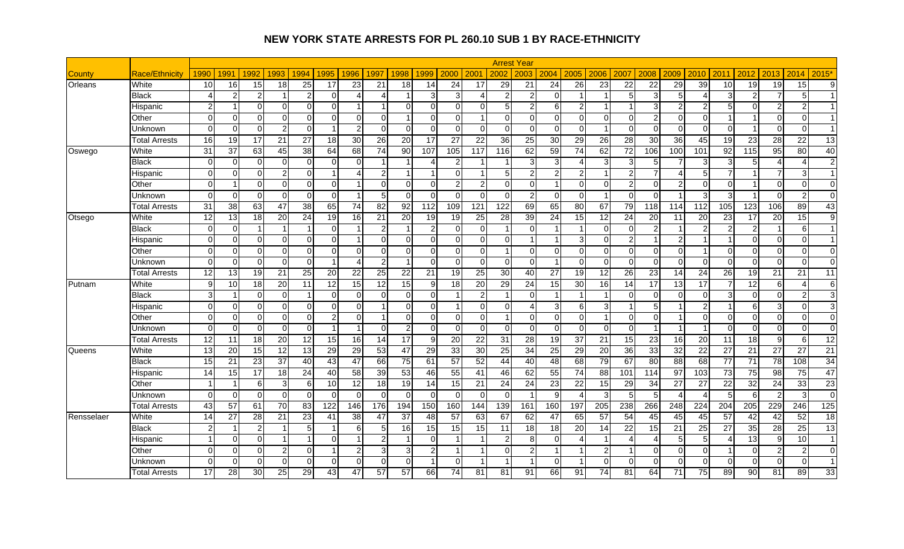# NEW YORK STATE ARRESTS FOR PL 260.10 SUB 1 BY RACE-ETHNICITY

| | | Arrest Year | | | | | | | | | | | | | | | | | | | | | | | | | |
|---|---|---|---|---|---|---|---|---|---|---|---|---|---|---|---|---|---|---|---|---|---|---|---|---|---|---|---|
| County | Race/Ethnicity | 1990 | 1991 | 1992 | 1993 | 1994 | 1995 | 1996 | 1997 | 1998 | 1999 | 2000 | 2001 | 2002 | 2003 | 2004 | 2005 | 2006 | 2007 | 2008 | 2009 | 2010 | 2011 | 2012 | 2013 | 2014 | 2015* |
| Orleans | White | 10 | 16 | 15 | 18 | 25 | 17 | 23 | 21 | 18 | 14 | 24 | 17 | 29 | 21 | 24 | 26 | 23 | 22 | 22 | 29 | 39 | 10 | 19 | 19 | 15 | 9 |
| | Black | 4 | 2 | 2 | 1 | 2 | 0 | 4 | 4 | 1 | 3 | 3 | 4 | 2 | 2 | 0 | 1 | 1 | 5 | 3 | 5 | 4 | 3 | 2 | 7 | 5 | 1 |
| | Hispanic | 2 | 1 | 0 | 0 | 0 | 0 | 1 | 1 | 0 | 0 | 0 | 0 | 5 | 2 | 6 | 2 | 1 | 1 | 3 | 2 | 2 | 5 | 0 | 2 | 2 | 1 |
| | Other | 0 | 0 | 0 | 0 | 0 | 0 | 0 | 0 | 1 | 0 | 0 | 1 | 0 | 0 | 0 | 0 | 0 | 0 | 2 | 0 | 0 | 1 | 1 | 0 | 0 | 1 |
| | Unknown | 0 | 0 | 0 | 2 | 0 | 1 | 2 | 0 | 0 | 0 | 0 | 0 | 0 | 0 | 0 | 0 | 1 | 0 | 0 | 0 | 0 | 0 | 1 | 0 | 0 | 1 |
| | Total Arrests | 16 | 19 | 17 | 21 | 27 | 18 | 30 | 26 | 20 | 17 | 27 | 22 | 36 | 25 | 30 | 29 | 26 | 28 | 30 | 36 | 45 | 19 | 23 | 28 | 22 | 13 |
| Oswego | White | 31 | 37 | 63 | 45 | 38 | 64 | 68 | 74 | 90 | 107 | 105 | 117 | 116 | 62 | 59 | 74 | 62 | 72 | 106 | 100 | 101 | 92 | 115 | 95 | 80 | 40 |
| | Black | 0 | 0 | 0 | 0 | 0 | 0 | 0 | 1 | 1 | 4 | 2 | 1 | 1 | 3 | 3 | 4 | 3 | 3 | 5 | 7 | 3 | 3 | 5 | 4 | 4 | 2 |
| | Hispanic | 0 | 0 | 0 | 2 | 0 | 1 | 4 | 2 | 1 | 1 | 0 | 1 | 5 | 2 | 2 | 2 | 1 | 2 | 7 | 4 | 5 | 7 | 1 | 7 | 3 | 1 |
| | Other | 0 | 1 | 0 | 0 | 0 | 0 | 1 | 0 | 0 | 0 | 2 | 2 | 0 | 0 | 1 | 0 | 0 | 2 | 0 | 2 | 0 | 0 | 1 | 0 | 0 | 0 |
| | Unknown | 0 | 0 | 0 | 0 | 0 | 0 | 1 | 5 | 0 | 0 | 0 | 0 | 0 | 2 | 0 | 0 | 1 | 0 | 0 | 1 | 3 | 3 | 1 | 0 | 2 | 0 |
| | Total Arrests | 31 | 38 | 63 | 47 | 38 | 65 | 74 | 82 | 92 | 112 | 109 | 121 | 122 | 69 | 65 | 80 | 67 | 79 | 118 | 114 | 112 | 105 | 123 | 106 | 89 | 43 |
| Otsego | White | 12 | 13 | 18 | 20 | 24 | 19 | 16 | 21 | 20 | 19 | 19 | 25 | 28 | 39 | 24 | 15 | 12 | 24 | 20 | 11 | 20 | 23 | 17 | 20 | 15 | 9 |
| | Black | 0 | 0 | 1 | 1 | 1 | 0 | 1 | 2 | 1 | 2 | 0 | 0 | 1 | 0 | 1 | 1 | 0 | 0 | 2 | 1 | 2 | 2 | 2 | 1 | 6 | 1 |
| | Hispanic | 0 | 0 | 0 | 0 | 0 | 0 | 1 | 0 | 0 | 0 | 0 | 0 | 0 | 1 | 1 | 3 | 0 | 2 | 1 | 2 | 1 | 1 | 0 | 0 | 0 | 1 |
| | Other | 0 | 0 | 0 | 0 | 0 | 0 | 0 | 0 | 0 | 0 | 0 | 0 | 1 | 0 | 0 | 0 | 0 | 0 | 0 | 0 | 1 | 0 | 0 | 0 | 0 | 0 |
| | Unknown | 0 | 0 | 0 | 0 | 0 | 1 | 4 | 2 | 1 | 0 | 0 | 0 | 0 | 0 | 1 | 0 | 0 | 0 | 0 | 0 | 0 | 0 | 0 | 0 | 0 | 0 |
| | Total Arrests | 12 | 13 | 19 | 21 | 25 | 20 | 22 | 25 | 22 | 21 | 19 | 25 | 30 | 40 | 27 | 19 | 12 | 26 | 23 | 14 | 24 | 26 | 19 | 21 | 21 | 11 |
| Putnam | White | 9 | 10 | 18 | 20 | 11 | 12 | 15 | 12 | 15 | 9 | 18 | 20 | 29 | 24 | 15 | 30 | 16 | 14 | 17 | 13 | 17 | 7 | 12 | 6 | 4 | 6 |
| | Black | 3 | 1 | 0 | 0 | 1 | 0 | 0 | 0 | 0 | 0 | 1 | 2 | 1 | 0 | 1 | 1 | 1 | 0 | 0 | 0 | 0 | 3 | 0 | 0 | 2 | 3 |
| | Hispanic | 0 | 0 | 0 | 0 | 0 | 0 | 0 | 1 | 0 | 0 | 1 | 0 | 0 | 4 | 3 | 6 | 3 | 1 | 5 | 1 | 2 | 1 | 6 | 3 | 0 | 3 |
| | Other | 0 | 0 | 0 | 0 | 0 | 2 | 0 | 1 | 0 | 0 | 0 | 0 | 1 | 0 | 0 | 0 | 1 | 0 | 0 | 1 | 0 | 0 | 0 | 0 | 0 | 0 |
| | Unknown | 0 | 0 | 0 | 0 | 0 | 1 | 1 | 0 | 2 | 0 | 0 | 0 | 0 | 0 | 0 | 0 | 0 | 0 | 1 | 1 | 1 | 0 | 0 | 0 | 0 | 0 |
| | Total Arrests | 12 | 11 | 18 | 20 | 12 | 15 | 16 | 14 | 17 | 9 | 20 | 22 | 31 | 28 | 19 | 37 | 21 | 15 | 23 | 16 | 20 | 11 | 18 | 9 | 6 | 12 |
| Queens | White | 13 | 20 | 15 | 12 | 13 | 29 | 29 | 53 | 47 | 29 | 33 | 30 | 25 | 34 | 25 | 29 | 20 | 36 | 33 | 32 | 22 | 27 | 21 | 27 | 27 | 21 |
| | Black | 15 | 21 | 23 | 37 | 40 | 43 | 47 | 66 | 75 | 61 | 57 | 52 | 44 | 40 | 48 | 68 | 79 | 67 | 80 | 88 | 68 | 77 | 71 | 78 | 108 | 34 |
| | Hispanic | 14 | 15 | 17 | 18 | 24 | 40 | 58 | 39 | 53 | 46 | 55 | 41 | 46 | 62 | 55 | 74 | 88 | 101 | 114 | 97 | 103 | 73 | 75 | 98 | 75 | 47 |
| | Other | 1 | 1 | 6 | 3 | 6 | 10 | 12 | 18 | 19 | 14 | 15 | 21 | 24 | 24 | 23 | 22 | 15 | 29 | 34 | 27 | 27 | 22 | 32 | 24 | 33 | 23 |
| | Unknown | 0 | 0 | 0 | 0 | 0 | 0 | 0 | 0 | 0 | 0 | 0 | 0 | 0 | 1 | 9 | 4 | 3 | 5 | 5 | 4 | 4 | 5 | 6 | 2 | 3 | 0 |
| | Total Arrests | 43 | 57 | 61 | 70 | 83 | 122 | 146 | 176 | 194 | 150 | 160 | 144 | 139 | 161 | 160 | 197 | 205 | 238 | 266 | 248 | 224 | 204 | 205 | 229 | 246 | 125 |
| Rensselaer | White | 14 | 27 | 28 | 21 | 23 | 41 | 38 | 47 | 37 | 48 | 57 | 63 | 67 | 62 | 47 | 65 | 57 | 54 | 45 | 45 | 45 | 57 | 42 | 42 | 52 | 18 |
| | Black | 2 | 1 | 2 | 1 | 5 | 1 | 6 | 5 | 16 | 15 | 15 | 15 | 11 | 18 | 18 | 20 | 14 | 22 | 15 | 21 | 25 | 27 | 35 | 28 | 25 | 13 |
| | Hispanic | 1 | 0 | 0 | 1 | 1 | 0 | 1 | 2 | 1 | 0 | 1 | 1 | 2 | 8 | 0 | 4 | 1 | 4 | 4 | 5 | 5 | 4 | 13 | 9 | 10 | 1 |
| | Other | 0 | 0 | 0 | 2 | 0 | 1 | 2 | 3 | 3 | 2 | 1 | 1 | 0 | 2 | 1 | 1 | 2 | 1 | 0 | 0 | 0 | 1 | 0 | 2 | 2 | 0 |
| | Unknown | 0 | 0 | 0 | 0 | 0 | 0 | 0 | 0 | 0 | 1 | 0 | 1 | 1 | 1 | 0 | 1 | 0 | 0 | 0 | 0 | 0 | 0 | 0 | 0 | 0 | 1 |
| | Total Arrests | 17 | 28 | 30 | 25 | 29 | 43 | 47 | 57 | 57 | 66 | 74 | 81 | 81 | 91 | 66 | 91 | 74 | 81 | 64 | 71 | 75 | 89 | 90 | 81 | 89 | 33 |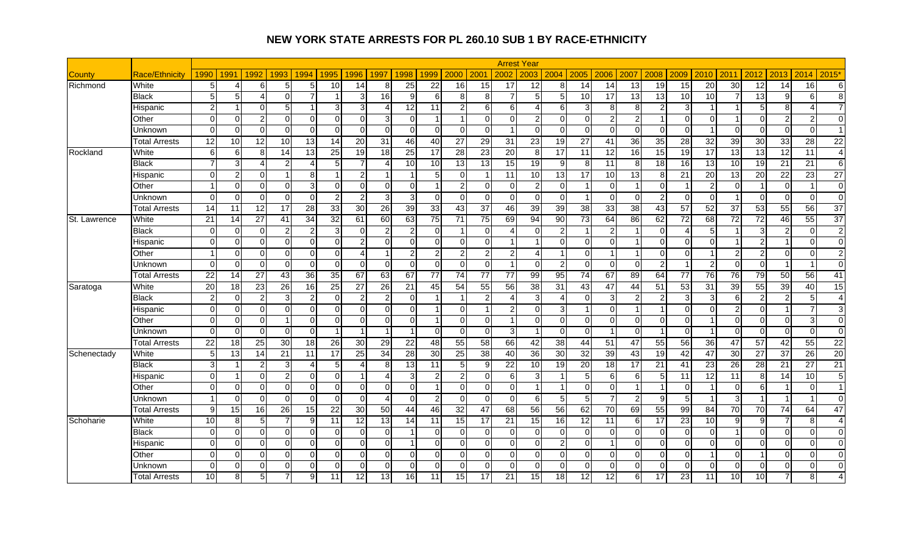# NEW YORK STATE ARRESTS FOR PL 260.10 SUB 1 BY RACE-ETHNICITY

| | | Arrest Year | | | | | | | | | | | | | | | | | | | | | | | | | |
|---|---|---|---|---|---|---|---|---|---|---|---|---|---|---|---|---|---|---|---|---|---|---|---|---|---|---|---|
| County | Race/Ethnicity | 1990 | 1991 | 1992 | 1993 | 1994 | 1995 | 1996 | 1997 | 1998 | 1999 | 2000 | 2001 | 2002 | 2003 | 2004 | 2005 | 2006 | 2007 | 2008 | 2009 | 2010 | 2011 | 2012 | 2013 | 2014 | 2015* |
| Richmond | White | 5 | 4 | 6 | 5 | 5 | 10 | 14 | 8 | 25 | 22 | 16 | 15 | 17 | 12 | 8 | 14 | 14 | 13 | 19 | 15 | 20 | 30 | 12 | 14 | 16 | 6 |
| | Black | 5 | 5 | 4 | 0 | 7 | 1 | 3 | 16 | 9 | 6 | 8 | 8 | 7 | 5 | 5 | 10 | 17 | 13 | 13 | 10 | 10 | 7 | 13 | 9 | 6 | 8 |
| | Hispanic | 2 | 1 | 0 | 5 | 1 | 3 | 3 | 4 | 12 | 11 | 2 | 6 | 6 | 4 | 6 | 3 | 8 | 8 | 2 | 3 | 1 | 1 | 5 | 8 | 4 | 7 |
| | Other | 0 | 0 | 2 | 0 | 0 | 0 | 0 | 3 | 0 | 1 | 1 | 0 | 0 | 2 | 0 | 0 | 2 | 2 | 1 | 0 | 0 | 1 | 0 | 2 | 2 | 0 |
| | Unknown | 0 | 0 | 0 | 0 | 0 | 0 | 0 | 0 | 0 | 0 | 0 | 0 | 1 | 0 | 0 | 0 | 0 | 0 | 0 | 0 | 1 | 0 | 0 | 0 | 0 | 1 |
| | Total Arrests | 12 | 10 | 12 | 10 | 13 | 14 | 20 | 31 | 46 | 40 | 27 | 29 | 31 | 23 | 19 | 27 | 41 | 36 | 35 | 28 | 32 | 39 | 30 | 33 | 28 | 22 |
| Rockland | White | 6 | 6 | 8 | 14 | 13 | 25 | 19 | 18 | 25 | 17 | 28 | 23 | 20 | 8 | 17 | 11 | 12 | 16 | 15 | 19 | 17 | 13 | 13 | 12 | 11 | 4 |
| | Black | 7 | 3 | 4 | 2 | 4 | 5 | 7 | 4 | 10 | 10 | 13 | 13 | 15 | 19 | 9 | 8 | 11 | 8 | 18 | 16 | 13 | 10 | 19 | 21 | 21 | 6 |
| | Hispanic | 0 | 2 | 0 | 1 | 8 | 1 | 2 | 1 | 1 | 5 | 0 | 1 | 11 | 10 | 13 | 17 | 10 | 13 | 8 | 21 | 20 | 13 | 20 | 22 | 23 | 27 |
| | Other | 1 | 0 | 0 | 0 | 3 | 0 | 0 | 0 | 0 | 1 | 2 | 0 | 0 | 2 | 0 | 1 | 0 | 1 | 0 | 1 | 2 | 0 | 1 | 0 | 1 | 0 |
| | Unknown | 0 | 0 | 0 | 0 | 0 | 2 | 2 | 3 | 3 | 0 | 0 | 0 | 0 | 0 | 0 | 1 | 0 | 0 | 2 | 0 | 0 | 1 | 0 | 0 | 0 | 0 |
| | Total Arrests | 14 | 11 | 12 | 17 | 28 | 33 | 30 | 26 | 39 | 33 | 43 | 37 | 46 | 39 | 39 | 38 | 33 | 38 | 43 | 57 | 52 | 37 | 53 | 55 | 56 | 37 |
| St. Lawrence | White | 21 | 14 | 27 | 41 | 34 | 32 | 61 | 60 | 63 | 75 | 71 | 75 | 69 | 94 | 90 | 73 | 64 | 86 | 62 | 72 | 68 | 72 | 72 | 46 | 55 | 37 |
| | Black | 0 | 0 | 0 | 2 | 2 | 3 | 0 | 2 | 2 | 0 | 1 | 0 | 4 | 0 | 2 | 1 | 2 | 1 | 0 | 4 | 5 | 1 | 3 | 2 | 0 | 2 |
| | Hispanic | 0 | 0 | 0 | 0 | 0 | 0 | 2 | 0 | 0 | 0 | 0 | 0 | 1 | 1 | 0 | 0 | 0 | 1 | 0 | 0 | 0 | 1 | 2 | 1 | 0 | 0 |
| | Other | 1 | 0 | 0 | 0 | 0 | 0 | 4 | 1 | 2 | 2 | 2 | 2 | 2 | 4 | 1 | 0 | 1 | 1 | 0 | 0 | 1 | 2 | 2 | 0 | 0 | 2 |
| | Unknown | 0 | 0 | 0 | 0 | 0 | 0 | 0 | 0 | 0 | 0 | 0 | 0 | 1 | 0 | 2 | 0 | 0 | 0 | 2 | 1 | 2 | 0 | 0 | 1 | 1 | 0 |
| | Total Arrests | 22 | 14 | 27 | 43 | 36 | 35 | 67 | 63 | 67 | 77 | 74 | 77 | 77 | 99 | 95 | 74 | 67 | 89 | 64 | 77 | 76 | 76 | 79 | 50 | 56 | 41 |
| Saratoga | White | 20 | 18 | 23 | 26 | 16 | 25 | 27 | 26 | 21 | 45 | 54 | 55 | 56 | 38 | 31 | 43 | 47 | 44 | 51 | 53 | 31 | 39 | 55 | 39 | 40 | 15 |
| | Black | 2 | 0 | 2 | 3 | 2 | 0 | 2 | 2 | 0 | 1 | 1 | 2 | 4 | 3 | 4 | 0 | 3 | 2 | 2 | 3 | 3 | 6 | 2 | 2 | 5 | 4 |
| | Hispanic | 0 | 0 | 0 | 0 | 0 | 0 | 0 | 0 | 0 | 1 | 0 | 1 | 2 | 0 | 3 | 1 | 0 | 1 | 1 | 0 | 0 | 2 | 0 | 1 | 7 | 3 |
| | Other | 0 | 0 | 0 | 1 | 0 | 0 | 0 | 0 | 0 | 1 | 0 | 0 | 1 | 0 | 0 | 0 | 0 | 0 | 0 | 0 | 1 | 0 | 0 | 0 | 3 | 0 |
| | Unknown | 0 | 0 | 0 | 0 | 0 | 1 | 1 | 1 | 1 | 0 | 0 | 0 | 3 | 1 | 0 | 0 | 1 | 0 | 1 | 0 | 1 | 0 | 0 | 0 | 0 | 0 |
| | Total Arrests | 22 | 18 | 25 | 30 | 18 | 26 | 30 | 29 | 22 | 48 | 55 | 58 | 66 | 42 | 38 | 44 | 51 | 47 | 55 | 56 | 36 | 47 | 57 | 42 | 55 | 22 |
| Schenectady | White | 5 | 13 | 14 | 21 | 11 | 17 | 25 | 34 | 28 | 30 | 25 | 38 | 40 | 36 | 30 | 32 | 39 | 43 | 19 | 42 | 47 | 30 | 27 | 37 | 26 | 20 |
| | Black | 3 | 1 | 2 | 3 | 4 | 5 | 4 | 8 | 13 | 11 | 5 | 9 | 22 | 10 | 19 | 20 | 18 | 17 | 21 | 41 | 23 | 26 | 28 | 21 | 27 | 21 |
| | Hispanic | 0 | 1 | 0 | 2 | 0 | 0 | 1 | 4 | 3 | 2 | 2 | 0 | 6 | 3 | 1 | 5 | 6 | 6 | 5 | 11 | 12 | 11 | 8 | 14 | 10 | 5 |
| | Other | 0 | 0 | 0 | 0 | 0 | 0 | 0 | 0 | 0 | 1 | 0 | 0 | 0 | 1 | 1 | 0 | 0 | 1 | 1 | 0 | 1 | 0 | 6 | 1 | 0 | 1 |
| | Unknown | 1 | 0 | 0 | 0 | 0 | 0 | 0 | 4 | 0 | 2 | 0 | 0 | 0 | 6 | 5 | 5 | 7 | 2 | 9 | 5 | 1 | 3 | 1 | 1 | 1 | 0 |
| | Total Arrests | 9 | 15 | 16 | 26 | 15 | 22 | 30 | 50 | 44 | 46 | 32 | 47 | 68 | 56 | 56 | 62 | 70 | 69 | 55 | 99 | 84 | 70 | 70 | 74 | 64 | 47 |
| Schoharie | White | 10 | 8 | 5 | 7 | 9 | 11 | 12 | 13 | 14 | 11 | 15 | 17 | 21 | 15 | 16 | 12 | 11 | 6 | 17 | 23 | 10 | 9 | 9 | 7 | 8 | 4 |
| | Black | 0 | 0 | 0 | 0 | 0 | 0 | 0 | 0 | 1 | 0 | 0 | 0 | 0 | 0 | 0 | 0 | 0 | 0 | 0 | 0 | 0 | 1 | 0 | 0 | 0 | 0 |
| | Hispanic | 0 | 0 | 0 | 0 | 0 | 0 | 0 | 0 | 1 | 0 | 0 | 0 | 0 | 0 | 2 | 0 | 1 | 0 | 0 | 0 | 0 | 0 | 0 | 0 | 0 | 0 |
| | Other | 0 | 0 | 0 | 0 | 0 | 0 | 0 | 0 | 0 | 0 | 0 | 0 | 0 | 0 | 0 | 0 | 0 | 0 | 0 | 0 | 1 | 0 | 1 | 0 | 0 | 0 |
| | Unknown | 0 | 0 | 0 | 0 | 0 | 0 | 0 | 0 | 0 | 0 | 0 | 0 | 0 | 0 | 0 | 0 | 0 | 0 | 0 | 0 | 0 | 0 | 0 | 0 | 0 | 0 |
| | Total Arrests | 10 | 8 | 5 | 7 | 9 | 11 | 12 | 13 | 16 | 11 | 15 | 17 | 21 | 15 | 18 | 12 | 12 | 6 | 17 | 23 | 11 | 10 | 10 | 7 | 8 | 4 |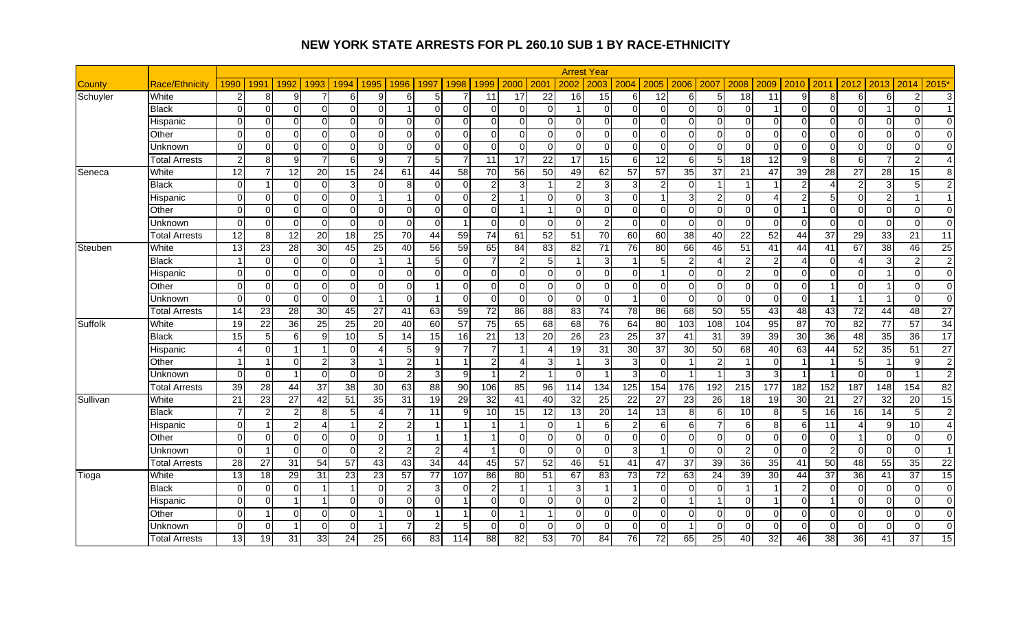# NEW YORK STATE ARRESTS FOR PL 260.10 SUB 1 BY RACE-ETHNICITY

| | | Arrest Year | | | | | | | | | | | | | | | | | | | | | | | | | | |
|---|---|---|---|---|---|---|---|---|---|---|---|---|---|---|---|---|---|---|---|---|---|---|---|---|---|---|---|---|
| County | Race/Ethnicity | 1990 | 1991 | 1992 | 1993 | 1994 | 1995 | 1996 | 1997 | 1998 | 1999 | 2000 | 2001 | 2002 | 2003 | 2004 | 2005 | 2006 | 2007 | 2008 | 2009 | 2010 | 2011 | 2012 | 2013 | 2014 | 2015* |
| Schuyler | White | 2 | 8 | 9 | 7 | 6 | 9 | 6 | 5 | 7 | 11 | 17 | 22 | 16 | 15 | 6 | 12 | 6 | 5 | 18 | 11 | 9 | 8 | 6 | 6 | 2 | 3 |
| | Black | 0 | 0 | 0 | 0 | 0 | 0 | 1 | 0 | 0 | 0 | 0 | 0 | 1 | 0 | 0 | 0 | 0 | 0 | 0 | 1 | 0 | 0 | 0 | 1 | 0 | 1 |
| | Hispanic | 0 | 0 | 0 | 0 | 0 | 0 | 0 | 0 | 0 | 0 | 0 | 0 | 0 | 0 | 0 | 0 | 0 | 0 | 0 | 0 | 0 | 0 | 0 | 0 | 0 | 0 |
| | Other | 0 | 0 | 0 | 0 | 0 | 0 | 0 | 0 | 0 | 0 | 0 | 0 | 0 | 0 | 0 | 0 | 0 | 0 | 0 | 0 | 0 | 0 | 0 | 0 | 0 | 0 |
| | Unknown | 0 | 0 | 0 | 0 | 0 | 0 | 0 | 0 | 0 | 0 | 0 | 0 | 0 | 0 | 0 | 0 | 0 | 0 | 0 | 0 | 0 | 0 | 0 | 0 | 0 | 0 |
| | Total Arrests | 2 | 8 | 9 | 7 | 6 | 9 | 7 | 5 | 7 | 11 | 17 | 22 | 17 | 15 | 6 | 12 | 6 | 5 | 18 | 12 | 9 | 8 | 6 | 7 | 2 | 4 |
| Seneca | White | 12 | 7 | 12 | 20 | 15 | 24 | 61 | 44 | 58 | 70 | 56 | 50 | 49 | 62 | 57 | 57 | 35 | 37 | 21 | 47 | 39 | 28 | 27 | 28 | 15 | 8 |
| | Black | 0 | 1 | 0 | 0 | 3 | 0 | 8 | 0 | 0 | 2 | 3 | 1 | 2 | 3 | 3 | 2 | 0 | 1 | 1 | 1 | 2 | 4 | 2 | 3 | 5 | 2 |
| | Hispanic | 0 | 0 | 0 | 0 | 0 | 1 | 1 | 0 | 0 | 2 | 1 | 0 | 0 | 3 | 0 | 1 | 3 | 2 | 0 | 4 | 2 | 5 | 0 | 2 | 1 | 1 |
| | Other | 0 | 0 | 0 | 0 | 0 | 0 | 0 | 0 | 0 | 0 | 1 | 1 | 0 | 0 | 0 | 0 | 0 | 0 | 0 | 0 | 1 | 0 | 0 | 0 | 0 | 0 |
| | Unknown | 0 | 0 | 0 | 0 | 0 | 0 | 0 | 0 | 1 | 0 | 0 | 0 | 0 | 2 | 0 | 0 | 0 | 0 | 0 | 0 | 0 | 0 | 0 | 0 | 0 | 0 |
| | Total Arrests | 12 | 8 | 12 | 20 | 18 | 25 | 70 | 44 | 59 | 74 | 61 | 52 | 51 | 70 | 60 | 60 | 38 | 40 | 22 | 52 | 44 | 37 | 29 | 33 | 21 | 11 |
| Steuben | White | 13 | 23 | 28 | 30 | 45 | 25 | 40 | 56 | 59 | 65 | 84 | 83 | 82 | 71 | 76 | 80 | 66 | 46 | 51 | 41 | 44 | 41 | 67 | 38 | 46 | 25 |
| | Black | 1 | 0 | 0 | 0 | 0 | 1 | 1 | 5 | 0 | 7 | 2 | 5 | 1 | 3 | 1 | 5 | 2 | 4 | 2 | 2 | 4 | 0 | 4 | 3 | 2 | 2 |
| | Hispanic | 0 | 0 | 0 | 0 | 0 | 0 | 0 | 0 | 0 | 0 | 0 | 0 | 0 | 0 | 0 | 1 | 0 | 0 | 2 | 0 | 0 | 0 | 0 | 1 | 0 | 0 |
| | Other | 0 | 0 | 0 | 0 | 0 | 0 | 0 | 1 | 0 | 0 | 0 | 0 | 0 | 0 | 0 | 0 | 0 | 0 | 0 | 0 | 0 | 1 | 0 | 1 | 0 | 0 |
| | Unknown | 0 | 0 | 0 | 0 | 0 | 1 | 0 | 1 | 0 | 0 | 0 | 0 | 0 | 0 | 1 | 0 | 0 | 0 | 0 | 0 | 0 | 1 | 1 | 1 | 0 | 0 |
| | Total Arrests | 14 | 23 | 28 | 30 | 45 | 27 | 41 | 63 | 59 | 72 | 86 | 88 | 83 | 74 | 78 | 86 | 68 | 50 | 55 | 43 | 48 | 43 | 72 | 44 | 48 | 27 |
| Suffolk | White | 19 | 22 | 36 | 25 | 25 | 20 | 40 | 60 | 57 | 75 | 65 | 68 | 68 | 76 | 64 | 80 | 103 | 108 | 104 | 95 | 87 | 70 | 82 | 77 | 57 | 34 |
| | Black | 15 | 5 | 6 | 9 | 10 | 5 | 14 | 15 | 16 | 21 | 13 | 20 | 26 | 23 | 25 | 37 | 41 | 31 | 39 | 39 | 30 | 36 | 48 | 35 | 36 | 17 |
| | Hispanic | 4 | 0 | 1 | 1 | 0 | 4 | 5 | 9 | 7 | 7 | 1 | 4 | 19 | 31 | 30 | 37 | 30 | 50 | 68 | 40 | 63 | 44 | 52 | 35 | 51 | 27 |
| | Other | 1 | 1 | 0 | 2 | 3 | 1 | 2 | 1 | 1 | 2 | 4 | 3 | 1 | 3 | 3 | 0 | 1 | 2 | 1 | 0 | 1 | 1 | 5 | 1 | 9 | 2 |
| | Unknown | 0 | 0 | 1 | 0 | 0 | 0 | 2 | 3 | 9 | 1 | 2 | 1 | 0 | 1 | 3 | 0 | 1 | 1 | 3 | 3 | 1 | 1 | 0 | 0 | 1 | 2 |
| | Total Arrests | 39 | 28 | 44 | 37 | 38 | 30 | 63 | 88 | 90 | 106 | 85 | 96 | 114 | 134 | 125 | 154 | 176 | 192 | 215 | 177 | 182 | 152 | 187 | 148 | 154 | 82 |
| Sullivan | White | 21 | 23 | 27 | 42 | 51 | 35 | 31 | 19 | 29 | 32 | 41 | 40 | 32 | 25 | 22 | 27 | 23 | 26 | 18 | 19 | 30 | 21 | 27 | 32 | 20 | 15 |
| | Black | 7 | 2 | 2 | 8 | 5 | 4 | 7 | 11 | 9 | 10 | 15 | 12 | 13 | 20 | 14 | 13 | 8 | 6 | 10 | 8 | 5 | 16 | 16 | 14 | 5 | 2 |
| | Hispanic | 0 | 1 | 2 | 4 | 1 | 2 | 2 | 1 | 1 | 1 | 1 | 0 | 1 | 6 | 2 | 6 | 6 | 7 | 6 | 8 | 6 | 11 | 4 | 9 | 10 | 4 |
| | Other | 0 | 0 | 0 | 0 | 0 | 0 | 1 | 1 | 1 | 1 | 0 | 0 | 0 | 0 | 0 | 0 | 0 | 0 | 0 | 0 | 0 | 0 | 1 | 0 | 0 | 0 |
| | Unknown | 0 | 1 | 0 | 0 | 0 | 2 | 2 | 2 | 4 | 1 | 0 | 0 | 0 | 0 | 3 | 1 | 0 | 0 | 2 | 0 | 0 | 2 | 0 | 0 | 0 | 1 |
| | Total Arrests | 28 | 27 | 31 | 54 | 57 | 43 | 43 | 34 | 44 | 45 | 57 | 52 | 46 | 51 | 41 | 47 | 37 | 39 | 36 | 35 | 41 | 50 | 48 | 55 | 35 | 22 |
| Tioga | White | 13 | 18 | 29 | 31 | 23 | 23 | 57 | 77 | 107 | 86 | 80 | 51 | 67 | 83 | 73 | 72 | 63 | 24 | 39 | 30 | 44 | 37 | 36 | 41 | 37 | 15 |
| | Black | 0 | 0 | 0 | 1 | 1 | 0 | 2 | 3 | 0 | 2 | 1 | 1 | 3 | 1 | 1 | 0 | 0 | 0 | 1 | 1 | 2 | 0 | 0 | 0 | 0 | 0 |
| | Hispanic | 0 | 0 | 1 | 1 | 0 | 0 | 0 | 0 | 1 | 0 | 0 | 0 | 0 | 0 | 2 | 0 | 1 | 1 | 0 | 1 | 0 | 1 | 0 | 0 | 0 | 0 |
| | Other | 0 | 1 | 0 | 0 | 0 | 1 | 0 | 1 | 1 | 0 | 1 | 1 | 0 | 0 | 0 | 0 | 0 | 0 | 0 | 0 | 0 | 0 | 0 | 0 | 0 | 0 |
| | Unknown | 0 | 0 | 1 | 0 | 0 | 1 | 7 | 2 | 5 | 0 | 0 | 0 | 0 | 0 | 0 | 0 | 1 | 0 | 0 | 0 | 0 | 0 | 0 | 0 | 0 | 0 |
| | Total Arrests | 13 | 19 | 31 | 33 | 24 | 25 | 66 | 83 | 114 | 88 | 82 | 53 | 70 | 84 | 76 | 72 | 65 | 25 | 40 | 32 | 46 | 38 | 36 | 41 | 37 | 15 |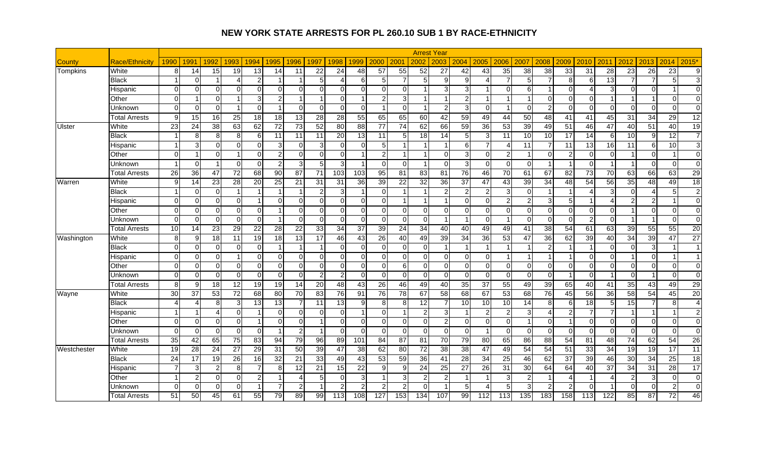# NEW YORK STATE ARRESTS FOR PL 260.10 SUB 1 BY RACE-ETHNICITY

| | | Arrest Year | | | | | | | | | | | | | | | | | | | | | | | | | |
|---|---|---|---|---|---|---|---|---|---|---|---|---|---|---|---|---|---|---|---|---|---|---|---|---|---|---|---|
| County | Race/Ethnicity | 1990 | 1991 | 1992 | 1993 | 1994 | 1995 | 1996 | 1997 | 1998 | 1999 | 2000 | 2001 | 2002 | 2003 | 2004 | 2005 | 2006 | 2007 | 2008 | 2009 | 2010 | 2011 | 2012 | 2013 | 2014 | 2015* |
| Tompkins | White | 8 | 14 | 15 | 19 | 13 | 14 | 11 | 22 | 24 | 48 | 57 | 55 | 52 | 27 | 42 | 43 | 35 | 38 | 38 | 33 | 31 | 28 | 23 | 26 | 23 | 9 |
| | Black | 1 | 0 | 1 | 4 | 2 | 1 | 1 | 5 | 4 | 6 | 5 | 7 | 5 | 9 | 9 | 4 | 7 | 5 | 7 | 8 | 6 | 13 | 7 | 7 | 5 | 3 |
| | Hispanic | 0 | 0 | 0 | 0 | 0 | 0 | 0 | 0 | 0 | 0 | 0 | 0 | 1 | 3 | 3 | 1 | 0 | 6 | 1 | 0 | 4 | 3 | 0 | 0 | 1 | 0 |
| | Other | 0 | 1 | 0 | 1 | 3 | 2 | 1 | 1 | 0 | 1 | 2 | 3 | 1 | 1 | 2 | 1 | 1 | 1 | 0 | 0 | 0 | 1 | 1 | 1 | 0 | 0 |
| | Unknown | 0 | 0 | 0 | 1 | 0 | 1 | 0 | 0 | 0 | 0 | 1 | 0 | 1 | 2 | 3 | 0 | 1 | 0 | 2 | 0 | 0 | 0 | 0 | 0 | 0 | 0 |
| | Total Arrests | 9 | 15 | 16 | 25 | 18 | 18 | 13 | 28 | 28 | 55 | 65 | 65 | 60 | 42 | 59 | 49 | 44 | 50 | 48 | 41 | 41 | 45 | 31 | 34 | 29 | 12 |
| Ulster | White | 23 | 24 | 38 | 63 | 62 | 72 | 73 | 52 | 80 | 88 | 77 | 74 | 62 | 66 | 59 | 36 | 53 | 39 | 49 | 51 | 46 | 47 | 40 | 51 | 40 | 19 |
| | Black | 1 | 8 | 8 | 8 | 6 | 11 | 11 | 11 | 20 | 13 | 11 | 5 | 18 | 14 | 5 | 3 | 11 | 10 | 10 | 17 | 14 | 6 | 10 | 9 | 12 | 7 |
| | Hispanic | 1 | 3 | 0 | 0 | 0 | 3 | 0 | 3 | 0 | 0 | 5 | 1 | 1 | 1 | 6 | 7 | 4 | 11 | 7 | 11 | 13 | 16 | 11 | 6 | 10 | 3 |
| | Other | 0 | 1 | 0 | 1 | 0 | 2 | 0 | 0 | 0 | 1 | 2 | 1 | 1 | 0 | 3 | 0 | 2 | 1 | 0 | 2 | 0 | 0 | 1 | 0 | 1 | 0 |
| | Unknown | 1 | 0 | 1 | 0 | 0 | 2 | 3 | 5 | 3 | 1 | 0 | 0 | 1 | 0 | 3 | 0 | 0 | 0 | 1 | 1 | 0 | 1 | 1 | 0 | 0 | 0 |
| | Total Arrests | 26 | 36 | 47 | 72 | 68 | 90 | 87 | 71 | 103 | 103 | 95 | 81 | 83 | 81 | 76 | 46 | 70 | 61 | 67 | 82 | 73 | 70 | 63 | 66 | 63 | 29 |
| Warren | White | 9 | 14 | 23 | 28 | 20 | 25 | 21 | 31 | 31 | 36 | 39 | 22 | 32 | 36 | 37 | 47 | 43 | 39 | 34 | 48 | 54 | 56 | 35 | 48 | 49 | 18 |
| | Black | 1 | 0 | 0 | 1 | 1 | 1 | 1 | 2 | 3 | 1 | 0 | 1 | 1 | 2 | 2 | 2 | 3 | 0 | 1 | 1 | 4 | 3 | 0 | 4 | 5 | 2 |
| | Hispanic | 0 | 0 | 0 | 0 | 1 | 0 | 0 | 0 | 0 | 0 | 0 | 1 | 1 | 1 | 0 | 0 | 2 | 2 | 3 | 5 | 1 | 4 | 2 | 2 | 1 | 0 |
| | Other | 0 | 0 | 0 | 0 | 0 | 1 | 0 | 0 | 0 | 0 | 0 | 0 | 0 | 0 | 0 | 0 | 0 | 0 | 0 | 0 | 0 | 0 | 1 | 0 | 0 | 0 |
| | Unknown | 0 | 0 | 0 | 0 | 0 | 1 | 0 | 0 | 0 | 0 | 0 | 0 | 0 | 1 | 1 | 0 | 1 | 0 | 0 | 0 | 2 | 0 | 1 | 1 | 0 | 0 |
| | Total Arrests | 10 | 14 | 23 | 29 | 22 | 28 | 22 | 33 | 34 | 37 | 39 | 24 | 34 | 40 | 40 | 49 | 49 | 41 | 38 | 54 | 61 | 63 | 39 | 55 | 55 | 20 |
| Washington | White | 8 | 9 | 18 | 11 | 19 | 18 | 13 | 17 | 46 | 43 | 26 | 40 | 49 | 39 | 34 | 36 | 53 | 47 | 36 | 62 | 39 | 40 | 34 | 39 | 47 | 27 |
| | Black | 0 | 0 | 0 | 0 | 0 | 1 | 1 | 1 | 0 | 0 | 0 | 0 | 0 | 1 | 1 | 1 | 1 | 1 | 2 | 1 | 1 | 0 | 0 | 3 | 1 | 1 |
| | Hispanic | 0 | 0 | 0 | 1 | 0 | 0 | 0 | 0 | 0 | 0 | 0 | 0 | 0 | 0 | 0 | 0 | 1 | 1 | 1 | 1 | 0 | 0 | 1 | 0 | 1 | 1 |
| | Other | 0 | 0 | 0 | 0 | 0 | 0 | 0 | 0 | 0 | 0 | 0 | 6 | 0 | 0 | 0 | 0 | 0 | 0 | 0 | 0 | 0 | 0 | 0 | 0 | 0 | 0 |
| | Unknown | 0 | 0 | 0 | 0 | 0 | 0 | 0 | 2 | 2 | 0 | 0 | 0 | 0 | 0 | 0 | 0 | 0 | 0 | 0 | 1 | 0 | 1 | 0 | 1 | 0 | 0 |
| | Total Arrests | 8 | 9 | 18 | 12 | 19 | 19 | 14 | 20 | 48 | 43 | 26 | 46 | 49 | 40 | 35 | 37 | 55 | 49 | 39 | 65 | 40 | 41 | 35 | 43 | 49 | 29 |
| Wayne | White | 30 | 37 | 53 | 72 | 68 | 80 | 70 | 83 | 76 | 91 | 76 | 78 | 67 | 58 | 68 | 67 | 53 | 68 | 76 | 45 | 56 | 36 | 58 | 54 | 45 | 20 |
| | Black | 4 | 4 | 8 | 3 | 13 | 13 | 7 | 11 | 13 | 9 | 8 | 8 | 12 | 7 | 10 | 10 | 10 | 14 | 8 | 6 | 18 | 5 | 15 | 7 | 8 | 4 |
| | Hispanic | 1 | 1 | 4 | 0 | 1 | 0 | 0 | 0 | 0 | 1 | 0 | 1 | 2 | 3 | 1 | 2 | 2 | 3 | 4 | 2 | 7 | 7 | 1 | 1 | 1 | 2 |
| | Other | 0 | 0 | 0 | 0 | 1 | 0 | 0 | 1 | 0 | 0 | 0 | 0 | 0 | 2 | 0 | 0 | 0 | 1 | 0 | 1 | 0 | 0 | 0 | 0 | 0 | 0 |
| | Unknown | 0 | 0 | 0 | 0 | 0 | 1 | 2 | 1 | 0 | 0 | 0 | 0 | 0 | 0 | 0 | 1 | 0 | 0 | 0 | 0 | 0 | 0 | 0 | 0 | 0 | 0 |
| | Total Arrests | 35 | 42 | 65 | 75 | 83 | 94 | 79 | 96 | 89 | 101 | 84 | 87 | 81 | 70 | 79 | 80 | 65 | 86 | 88 | 54 | 81 | 48 | 74 | 62 | 54 | 26 |
| Westchester | White | 19 | 28 | 24 | 27 | 29 | 31 | 50 | 39 | 47 | 38 | 62 | 80 | 72 | 38 | 38 | 47 | 49 | 54 | 54 | 51 | 33 | 34 | 19 | 19 | 17 | 11 |
| | Black | 24 | 17 | 19 | 26 | 16 | 32 | 21 | 33 | 49 | 43 | 53 | 59 | 36 | 41 | 28 | 34 | 25 | 46 | 62 | 37 | 39 | 46 | 30 | 34 | 25 | 18 |
| | Hispanic | 7 | 3 | 2 | 8 | 7 | 8 | 12 | 21 | 15 | 22 | 9 | 9 | 24 | 25 | 27 | 26 | 31 | 30 | 64 | 64 | 40 | 37 | 34 | 31 | 28 | 17 |
| | Other | 1 | 2 | 0 | 0 | 2 | 1 | 4 | 5 | 0 | 3 | 1 | 3 | 2 | 2 | 1 | 1 | 3 | 2 | 1 | 4 | 1 | 4 | 2 | 3 | 0 | 0 |
| | Unknown | 0 | 0 | 0 | 0 | 1 | 7 | 2 | 1 | 2 | 2 | 2 | 2 | 0 | 1 | 5 | 4 | 5 | 3 | 2 | 2 | 0 | 1 | 0 | 0 | 2 | 0 |
| | Total Arrests | 51 | 50 | 45 | 61 | 55 | 79 | 89 | 99 | 113 | 108 | 127 | 153 | 134 | 107 | 99 | 112 | 113 | 135 | 183 | 158 | 113 | 122 | 85 | 87 | 72 | 46 |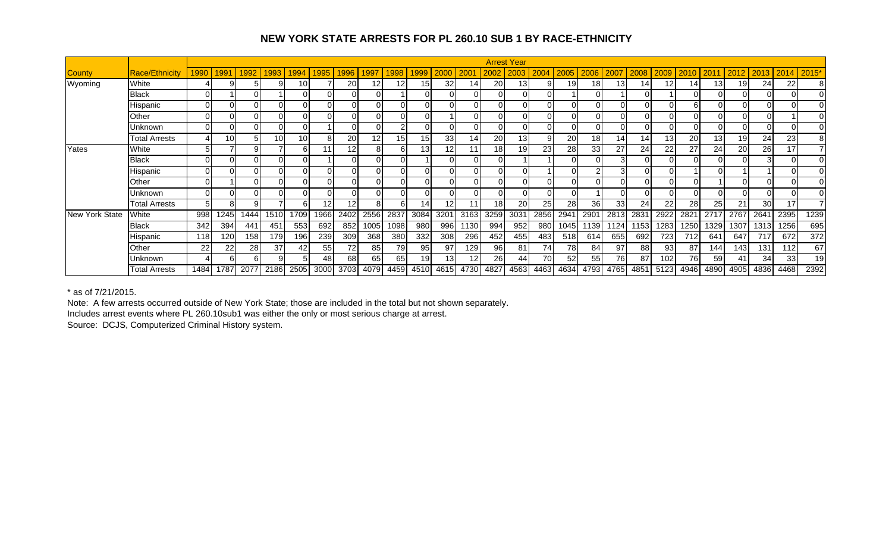# NEW YORK STATE ARRESTS FOR PL 260.10 SUB 1 BY RACE-ETHNICITY

| | | Arrest Year | | | | | | | | | | | | | | | | | | | | | | | | | |
|---|---|---|---|---|---|---|---|---|---|---|---|---|---|---|---|---|---|---|---|---|---|---|---|---|---|---|---|
| County | Race/Ethnicity | 1990 | 1991 | 1992 | 1993 | 1994 | 1995 | 1996 | 1997 | 1998 | 1999 | 2000 | 2001 | 2002 | 2003 | 2004 | 2005 | 2006 | 2007 | 2008 | 2009 | 2010 | 2011 | 2012 | 2013 | 2014 | 2015* |
| Wyoming | White | 4 | 9 | 5 | 9 | 10 | 7 | 20 | 12 | 12 | 15 | 32 | 14 | 20 | 13 | 9 | 19 | 18 | 13 | 14 | 12 | 14 | 13 | 19 | 24 | 22 | 8 |
| | Black | 0 | 1 | 0 | 1 | 0 | 0 | 0 | 0 | 1 | 0 | 0 | 0 | 0 | 0 | 0 | 1 | 0 | 1 | 0 | 1 | 0 | 0 | 0 | 0 | 0 | 0 |
| | Hispanic | 0 | 0 | 0 | 0 | 0 | 0 | 0 | 0 | 0 | 0 | 0 | 0 | 0 | 0 | 0 | 0 | 0 | 0 | 0 | 0 | 6 | 0 | 0 | 0 | 0 | 0 |
| | Other | 0 | 0 | 0 | 0 | 0 | 0 | 0 | 0 | 0 | 0 | 1 | 0 | 0 | 0 | 0 | 0 | 0 | 0 | 0 | 0 | 0 | 0 | 0 | 0 | 1 | 0 |
| | Unknown | 0 | 0 | 0 | 0 | 0 | 1 | 0 | 0 | 2 | 0 | 0 | 0 | 0 | 0 | 0 | 0 | 0 | 0 | 0 | 0 | 0 | 0 | 0 | 0 | 0 | 0 |
| | Total Arrests | 4 | 10 | 5 | 10 | 10 | 8 | 20 | 12 | 15 | 15 | 33 | 14 | 20 | 13 | 9 | 20 | 18 | 14 | 14 | 13 | 20 | 13 | 19 | 24 | 23 | 8 |
| Yates | White | 5 | 7 | 9 | 7 | 6 | 11 | 12 | 8 | 6 | 13 | 12 | 11 | 18 | 19 | 23 | 28 | 33 | 27 | 24 | 22 | 27 | 24 | 20 | 26 | 17 | 7 |
| | Black | 0 | 0 | 0 | 0 | 0 | 1 | 0 | 0 | 0 | 1 | 0 | 0 | 0 | 1 | 1 | 0 | 0 | 3 | 0 | 0 | 0 | 0 | 0 | 3 | 0 | 0 |
| | Hispanic | 0 | 0 | 0 | 0 | 0 | 0 | 0 | 0 | 0 | 0 | 0 | 0 | 0 | 0 | 1 | 0 | 2 | 3 | 0 | 0 | 1 | 0 | 1 | 1 | 0 | 0 |
| | Other | 0 | 1 | 0 | 0 | 0 | 0 | 0 | 0 | 0 | 0 | 0 | 0 | 0 | 0 | 0 | 0 | 0 | 0 | 0 | 0 | 0 | 1 | 0 | 0 | 0 | 0 |
| | Unknown | 0 | 0 | 0 | 0 | 0 | 0 | 0 | 0 | 0 | 0 | 0 | 0 | 0 | 0 | 0 | 0 | 1 | 0 | 0 | 0 | 0 | 0 | 0 | 0 | 0 | 0 |
| | Total Arrests | 5 | 8 | 9 | 7 | 6 | 12 | 12 | 8 | 6 | 14 | 12 | 11 | 18 | 20 | 25 | 28 | 36 | 33 | 24 | 22 | 28 | 25 | 21 | 30 | 17 | 7 |
| New York State | White | 998 | 1245 | 1444 | 1510 | 1709 | 1966 | 2402 | 2556 | 2837 | 3084 | 3201 | 3163 | 3259 | 3031 | 2856 | 2941 | 2901 | 2813 | 2831 | 2922 | 2821 | 2717 | 2767 | 2641 | 2395 | 1239 |
| | Black | 342 | 394 | 441 | 451 | 553 | 692 | 852 | 1005 | 1098 | 980 | 996 | 1130 | 994 | 952 | 980 | 1045 | 1139 | 1124 | 1153 | 1283 | 1250 | 1329 | 1307 | 1313 | 1256 | 695 |
| | Hispanic | 118 | 120 | 158 | 179 | 196 | 239 | 309 | 368 | 380 | 332 | 308 | 296 | 452 | 455 | 483 | 518 | 614 | 655 | 692 | 723 | 712 | 641 | 647 | 717 | 672 | 372 |
| | Other | 22 | 22 | 28 | 37 | 42 | 55 | 72 | 85 | 79 | 95 | 97 | 129 | 96 | 81 | 74 | 78 | 84 | 97 | 88 | 93 | 87 | 144 | 143 | 131 | 112 | 67 |
| | Unknown | 4 | 6 | 6 | 9 | 5 | 48 | 68 | 65 | 65 | 19 | 13 | 12 | 26 | 44 | 70 | 52 | 55 | 76 | 87 | 102 | 76 | 59 | 41 | 34 | 33 | 19 |
| | Total Arrests | 1484 | 1787 | 2077 | 2186 | 2505 | 3000 | 3703 | 4079 | 4459 | 4510 | 4615 | 4730 | 4827 | 4563 | 4463 | 4634 | 4793 | 4765 | 4851 | 5123 | 4946 | 4890 | 4905 | 4836 | 4468 | 2392 |

* as of 7/21/2015.

Note: A few arrests occurred outside of New York State; those are included in the total but not shown separately.

Includes arrest events where PL 260.10sub1 was either the only or most serious charge at arrest.

Source: DCJS, Computerized Criminal History system.